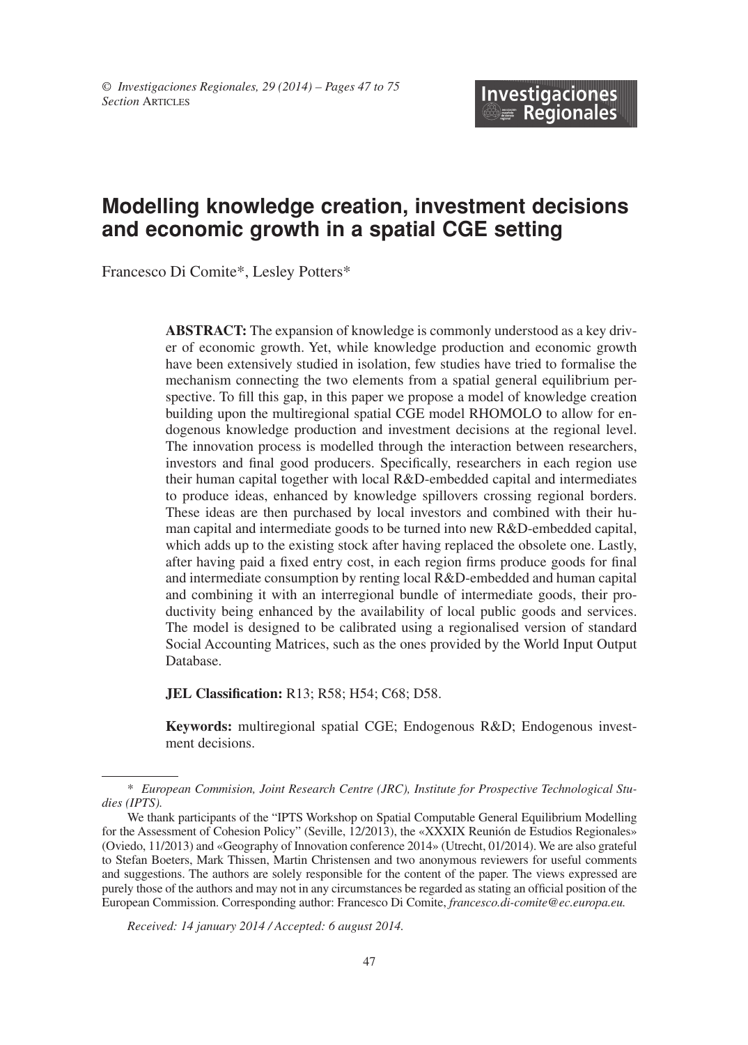# Modelling knowledge creation, investment decisions and economic growth in a spatial CGE setting

Francesco Di Comite*, Lesley Potters*

**ABSTRACT:** The expansion of knowledge is commonly understood as a key driver of economic growth. Yet, while knowledge production and economic growth have been extensively studied in isolation, few studies have tried to formalise the mechanism connecting the two elements from a spatial general equilibrium perspective. To fill this gap, in this paper we propose a model of knowledge creation building upon the multiregional spatial CGE model RHOMOLO to allow for endogenous knowledge production and investment decisions at the regional level. The innovation process is modelled through the interaction between researchers, investors and final good producers. Specifically, researchers in each region use their human capital together with local R&D-embedded capital and intermediates to produce ideas, enhanced by knowledge spillovers crossing regional borders. These ideas are then purchased by local investors and combined with their human capital and intermediate goods to be turned into new R&D-embedded capital, which adds up to the existing stock after having replaced the obsolete one. Lastly, after having paid a fixed entry cost, in each region firms produce goods for final and intermediate consumption by renting local R&D-embedded and human capital and combining it with an interregional bundle of intermediate goods, their productivity being enhanced by the availability of local public goods and services. The model is designed to be calibrated using a regionalised version of standard Social Accounting Matrices, such as the ones provided by the World Input Output Database.

**JEL Classification:** R13; R58; H54; C68; D58.

**Keywords:** multiregional spatial CGE; Endogenous R&D; Endogenous investment decisions.

---

\* *European Commision, Joint Research Centre (JRC), Institute for Prospective Technological Studies (IPTS).*

We thank participants of the "IPTS Workshop on Spatial Computable General Equilibrium Modelling for the Assessment of Cohesion Policy" (Seville, 12/2013), the «XXXIX Reunión de Estudios Regionales» (Oviedo, 11/2013) and «Geography of Innovation conference 2014» (Utrecht, 01/2014). We are also grateful to Stefan Boeters, Mark Thissen, Martin Christensen and two anonymous reviewers for useful comments and suggestions. The authors are solely responsible for the content of the paper. The views expressed are purely those of the authors and may not in any circumstances be regarded as stating an official position of the European Commission. Corresponding author: Francesco Di Comite, *francesco.di-comite@ec.europa.eu.*

*Received: 14 january 2014 / Accepted: 6 august 2014.*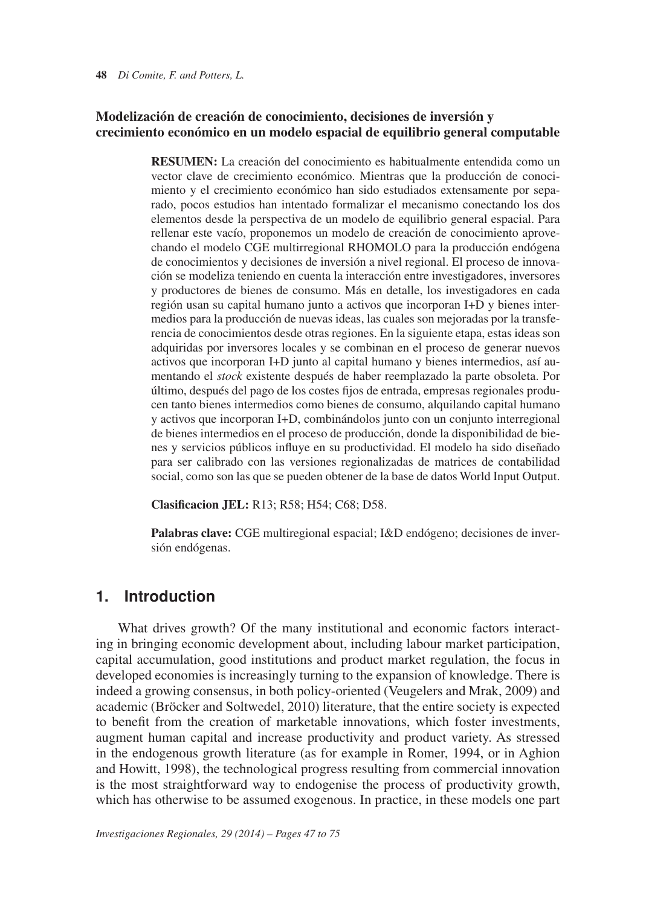## Modelización de creación de conocimiento, decisiones de inversión y crecimiento económico en un modelo espacial de equilibrio general computable

**RESUMEN:** La creación del conocimiento es habitualmente entendida como un vector clave de crecimiento económico. Mientras que la producción de conocimiento y el crecimiento económico han sido estudiados extensamente por separado, pocos estudios han intentado formalizar el mecanismo conectando los dos elementos desde la perspectiva de un modelo de equilibrio general espacial. Para rellenar este vacío, proponemos un modelo de creación de conocimiento aprovechando el modelo CGE multirregional RHOMOLO para la producción endógena de conocimientos y decisiones de inversión a nivel regional. El proceso de innovación se modeliza teniendo en cuenta la interacción entre investigadores, inversores y productores de bienes de consumo. Más en detalle, los investigadores en cada región usan su capital humano junto a activos que incorporan I+D y bienes intermedios para la producción de nuevas ideas, las cuales son mejoradas por la transferencia de conocimientos desde otras regiones. En la siguiente etapa, estas ideas son adquiridas por inversores locales y se combinan en el proceso de generar nuevos activos que incorporan I+D junto al capital humano y bienes intermedios, así aumentando el *stock* existente después de haber reemplazado la parte obsoleta. Por último, después del pago de los costes fijos de entrada, empresas regionales producen tanto bienes intermedios como bienes de consumo, alquilando capital humano y activos que incorporan I+D, combinándolos junto con un conjunto interregional de bienes intermedios en el proceso de producción, donde la disponibilidad de bienes y servicios públicos influye en su productividad. El modelo ha sido diseñado para ser calibrado con las versiones regionalizadas de matrices de contabilidad social, como son las que se pueden obtener de la base de datos World Input Output.

**Clasificacion JEL:** R13; R58; H54; C68; D58.

**Palabras clave:** CGE multiregional espacial; I&D endógeno; decisiones de inversión endógenas.

## 1. Introduction

What drives growth? Of the many institutional and economic factors interacting in bringing economic development about, including labour market participation, capital accumulation, good institutions and product market regulation, the focus in developed economies is increasingly turning to the expansion of knowledge. There is indeed a growing consensus, in both policy-oriented (Veugelers and Mrak, 2009) and academic (Bröcker and Soltwedel, 2010) literature, that the entire society is expected to benefit from the creation of marketable innovations, which foster investments, augment human capital and increase productivity and product variety. As stressed in the endogenous growth literature (as for example in Romer, 1994, or in Aghion and Howitt, 1998), the technological progress resulting from commercial innovation is the most straightforward way to endogenise the process of productivity growth, which has otherwise to be assumed exogenous. In practice, in these models one part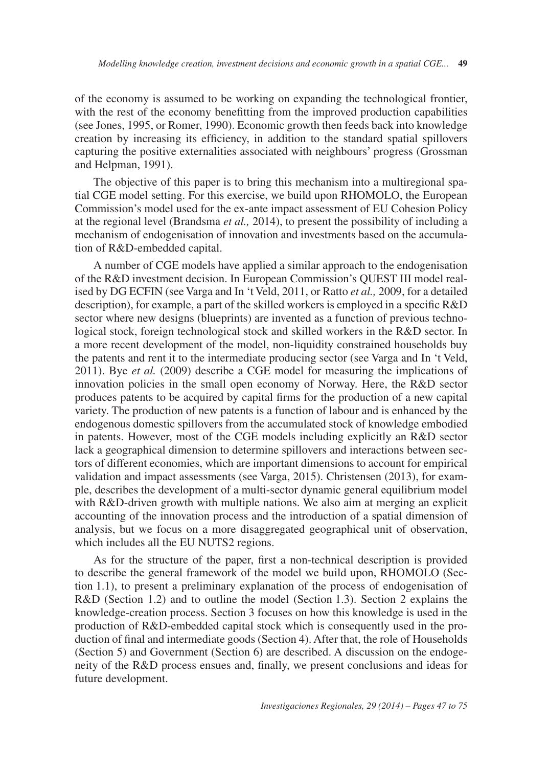of the economy is assumed to be working on expanding the technological frontier, with the rest of the economy benefitting from the improved production capabilities (see Jones, 1995, or Romer, 1990). Economic growth then feeds back into knowledge creation by increasing its efficiency, in addition to the standard spatial spillovers capturing the positive externalities associated with neighbours' progress (Grossman and Helpman, 1991).

The objective of this paper is to bring this mechanism into a multiregional spatial CGE model setting. For this exercise, we build upon RHOMOLO, the European Commission's model used for the ex-ante impact assessment of EU Cohesion Policy at the regional level (Brandsma *et al.,* 2014), to present the possibility of including a mechanism of endogenisation of innovation and investments based on the accumulation of R&D-embedded capital.

A number of CGE models have applied a similar approach to the endogenisation of the R&D investment decision. In European Commission's QUEST III model realised by DG ECFIN (see Varga and In 't Veld, 2011, or Ratto *et al.,* 2009, for a detailed description), for example, a part of the skilled workers is employed in a specific R&D sector where new designs (blueprints) are invented as a function of previous technological stock, foreign technological stock and skilled workers in the R&D sector. In a more recent development of the model, non-liquidity constrained households buy the patents and rent it to the intermediate producing sector (see Varga and In 't Veld, 2011). Bye *et al.* (2009) describe a CGE model for measuring the implications of innovation policies in the small open economy of Norway. Here, the R&D sector produces patents to be acquired by capital firms for the production of a new capital variety. The production of new patents is a function of labour and is enhanced by the endogenous domestic spillovers from the accumulated stock of knowledge embodied in patents. However, most of the CGE models including explicitly an R&D sector lack a geographical dimension to determine spillovers and interactions between sectors of different economies, which are important dimensions to account for empirical validation and impact assessments (see Varga, 2015). Christensen (2013), for example, describes the development of a multi-sector dynamic general equilibrium model with R&D-driven growth with multiple nations. We also aim at merging an explicit accounting of the innovation process and the introduction of a spatial dimension of analysis, but we focus on a more disaggregated geographical unit of observation, which includes all the EU NUTS2 regions.

As for the structure of the paper, first a non-technical description is provided to describe the general framework of the model we build upon, RHOMOLO (Section 1.1), to present a preliminary explanation of the process of endogenisation of R&D (Section 1.2) and to outline the model (Section 1.3). Section 2 explains the knowledge-creation process. Section 3 focuses on how this knowledge is used in the production of R&D-embedded capital stock which is consequently used in the production of final and intermediate goods (Section 4). After that, the role of Households (Section 5) and Government (Section 6) are described. A discussion on the endogeneity of the R&D process ensues and, finally, we present conclusions and ideas for future development.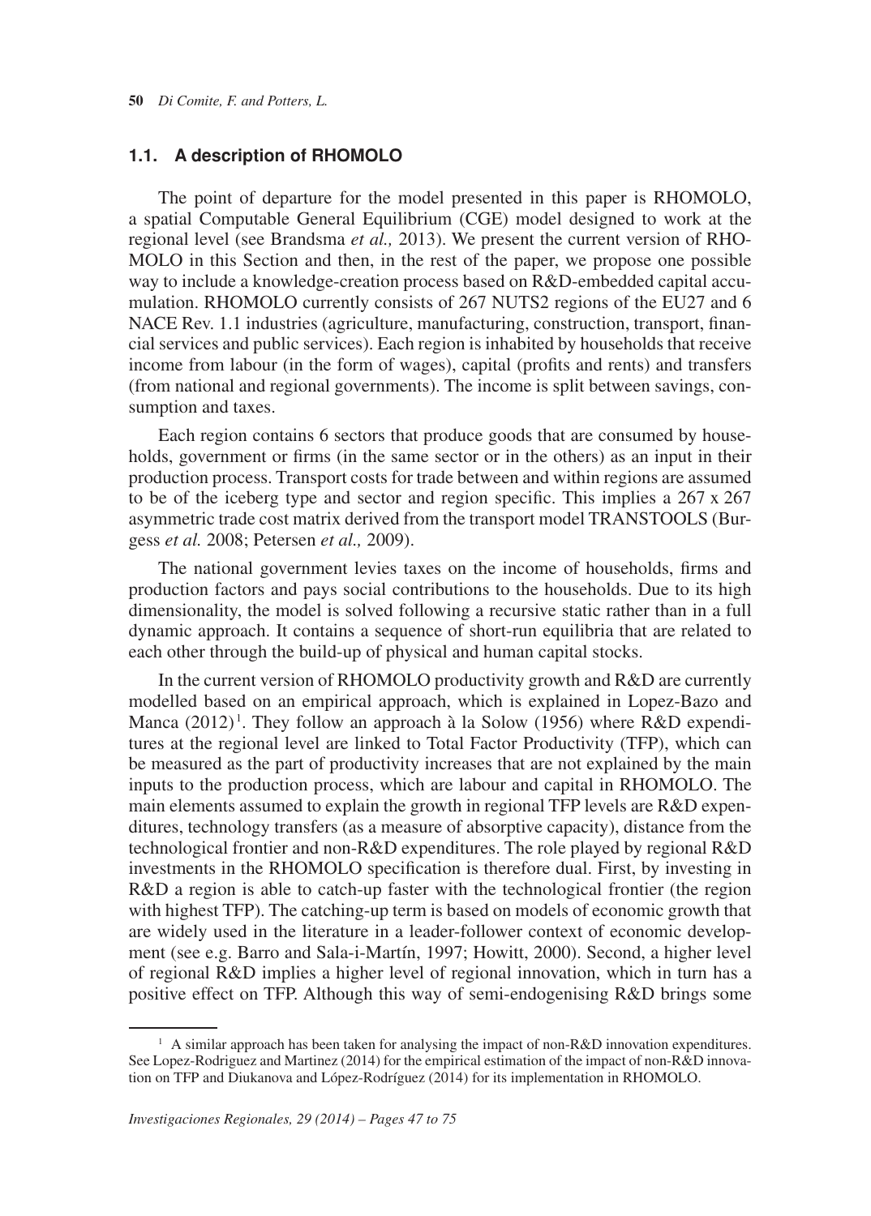### 1.1. A description of RHOMOLO

The point of departure for the model presented in this paper is RHOMOLO, a spatial Computable General Equilibrium (CGE) model designed to work at the regional level (see Brandsma *et al.,* 2013). We present the current version of RHOMOLO in this Section and then, in the rest of the paper, we propose one possible way to include a knowledge-creation process based on R&D-embedded capital accumulation. RHOMOLO currently consists of 267 NUTS2 regions of the EU27 and 6 NACE Rev. 1.1 industries (agriculture, manufacturing, construction, transport, financial services and public services). Each region is inhabited by households that receive income from labour (in the form of wages), capital (profits and rents) and transfers (from national and regional governments). The income is split between savings, consumption and taxes.

Each region contains 6 sectors that produce goods that are consumed by households, government or firms (in the same sector or in the others) as an input in their production process. Transport costs for trade between and within regions are assumed to be of the iceberg type and sector and region specific. This implies a 267 x 267 asymmetric trade cost matrix derived from the transport model TRANSTOOLS (Burgess *et al.* 2008; Petersen *et al.,* 2009).

The national government levies taxes on the income of households, firms and production factors and pays social contributions to the households. Due to its high dimensionality, the model is solved following a recursive static rather than in a full dynamic approach. It contains a sequence of short-run equilibria that are related to each other through the build-up of physical and human capital stocks.

In the current version of RHOMOLO productivity growth and R&D are currently modelled based on an empirical approach, which is explained in Lopez-Bazo and Manca (2012)[1]. They follow an approach à la Solow (1956) where R&D expenditures at the regional level are linked to Total Factor Productivity (TFP), which can be measured as the part of productivity increases that are not explained by the main inputs to the production process, which are labour and capital in RHOMOLO. The main elements assumed to explain the growth in regional TFP levels are R&D expenditures, technology transfers (as a measure of absorptive capacity), distance from the technological frontier and non-R&D expenditures. The role played by regional R&D investments in the RHOMOLO specification is therefore dual. First, by investing in R&D a region is able to catch-up faster with the technological frontier (the region with highest TFP). The catching-up term is based on models of economic growth that are widely used in the literature in a leader-follower context of economic development (see e.g. Barro and Sala-i-Martín, 1997; Howitt, 2000). Second, a higher level of regional R&D implies a higher level of regional innovation, which in turn has a positive effect on TFP. Although this way of semi-endogenising R&D brings some

[1] A similar approach has been taken for analysing the impact of non-R&D innovation expenditures. See Lopez-Rodriguez and Martinez (2014) for the empirical estimation of the impact of non-R&D innovation on TFP and Diukanova and López-Rodríguez (2014) for its implementation in RHOMOLO.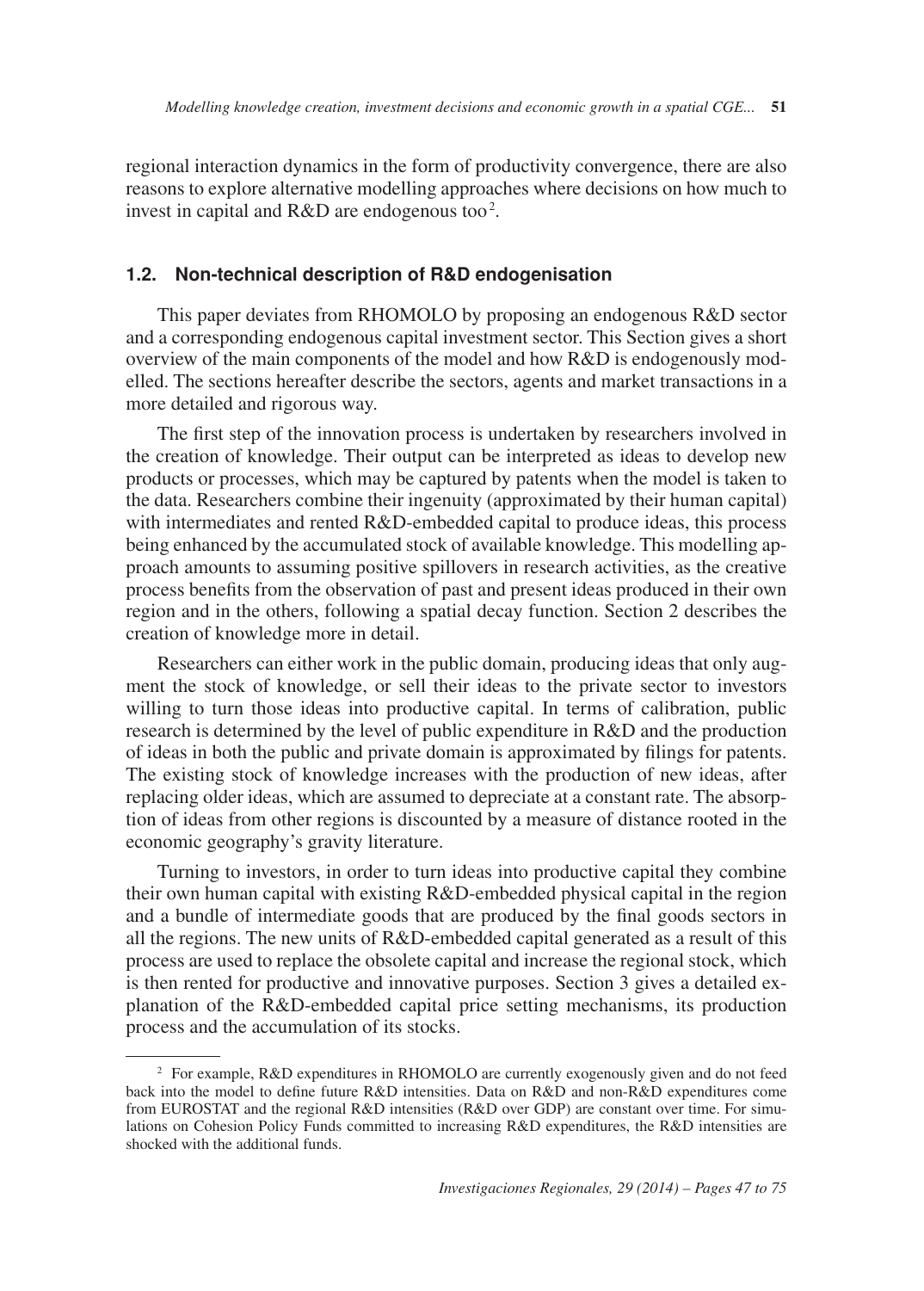regional interaction dynamics in the form of productivity convergence, there are also reasons to explore alternative modelling approaches where decisions on how much to invest in capital and R&D are endogenous too[2].

### 1.2. Non-technical description of R&D endogenisation

This paper deviates from RHOMOLO by proposing an endogenous R&D sector and a corresponding endogenous capital investment sector. This Section gives a short overview of the main components of the model and how R&D is endogenously modelled. The sections hereafter describe the sectors, agents and market transactions in a more detailed and rigorous way.

The first step of the innovation process is undertaken by researchers involved in the creation of knowledge. Their output can be interpreted as ideas to develop new products or processes, which may be captured by patents when the model is taken to the data. Researchers combine their ingenuity (approximated by their human capital) with intermediates and rented R&D-embedded capital to produce ideas, this process being enhanced by the accumulated stock of available knowledge. This modelling approach amounts to assuming positive spillovers in research activities, as the creative process benefits from the observation of past and present ideas produced in their own region and in the others, following a spatial decay function. Section 2 describes the creation of knowledge more in detail.

Researchers can either work in the public domain, producing ideas that only augment the stock of knowledge, or sell their ideas to the private sector to investors willing to turn those ideas into productive capital. In terms of calibration, public research is determined by the level of public expenditure in R&D and the production of ideas in both the public and private domain is approximated by filings for patents. The existing stock of knowledge increases with the production of new ideas, after replacing older ideas, which are assumed to depreciate at a constant rate. The absorption of ideas from other regions is discounted by a measure of distance rooted in the economic geography's gravity literature.

Turning to investors, in order to turn ideas into productive capital they combine their own human capital with existing R&D-embedded physical capital in the region and a bundle of intermediate goods that are produced by the final goods sectors in all the regions. The new units of R&D-embedded capital generated as a result of this process are used to replace the obsolete capital and increase the regional stock, which is then rented for productive and innovative purposes. Section 3 gives a detailed explanation of the R&D-embedded capital price setting mechanisms, its production process and the accumulation of its stocks.

---

[2] For example, R&D expenditures in RHOMOLO are currently exogenously given and do not feed back into the model to define future R&D intensities. Data on R&D and non-R&D expenditures come from EUROSTAT and the regional R&D intensities (R&D over GDP) are constant over time. For simulations on Cohesion Policy Funds committed to increasing R&D expenditures, the R&D intensities are shocked with the additional funds.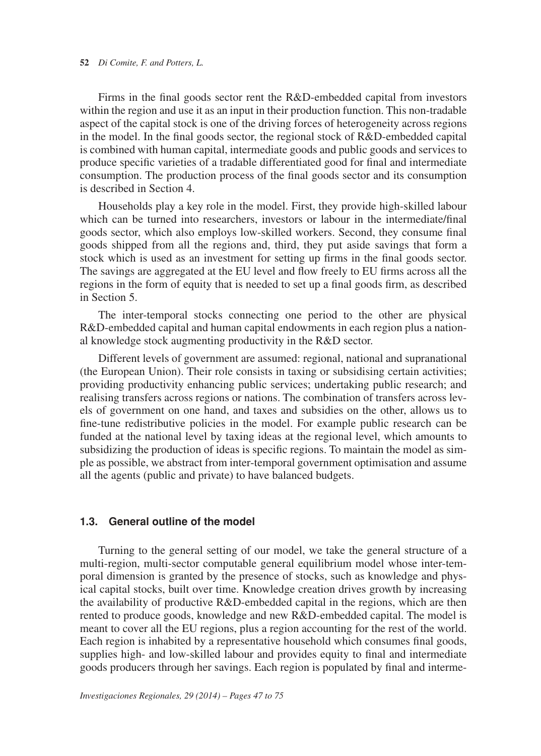Firms in the final goods sector rent the R&D-embedded capital from investors within the region and use it as an input in their production function. This non-tradable aspect of the capital stock is one of the driving forces of heterogeneity across regions in the model. In the final goods sector, the regional stock of R&D-embedded capital is combined with human capital, intermediate goods and public goods and services to produce specific varieties of a tradable differentiated good for final and intermediate consumption. The production process of the final goods sector and its consumption is described in Section 4.

Households play a key role in the model. First, they provide high-skilled labour which can be turned into researchers, investors or labour in the intermediate/final goods sector, which also employs low-skilled workers. Second, they consume final goods shipped from all the regions and, third, they put aside savings that form a stock which is used as an investment for setting up firms in the final goods sector. The savings are aggregated at the EU level and flow freely to EU firms across all the regions in the form of equity that is needed to set up a final goods firm, as described in Section 5.

The inter-temporal stocks connecting one period to the other are physical R&D-embedded capital and human capital endowments in each region plus a national knowledge stock augmenting productivity in the R&D sector.

Different levels of government are assumed: regional, national and supranational (the European Union). Their role consists in taxing or subsidising certain activities; providing productivity enhancing public services; undertaking public research; and realising transfers across regions or nations. The combination of transfers across levels of government on one hand, and taxes and subsidies on the other, allows us to fine-tune redistributive policies in the model. For example public research can be funded at the national level by taxing ideas at the regional level, which amounts to subsidizing the production of ideas is specific regions. To maintain the model as simple as possible, we abstract from inter-temporal government optimisation and assume all the agents (public and private) to have balanced budgets.

### 1.3. General outline of the model

Turning to the general setting of our model, we take the general structure of a multi-region, multi-sector computable general equilibrium model whose inter-temporal dimension is granted by the presence of stocks, such as knowledge and physical capital stocks, built over time. Knowledge creation drives growth by increasing the availability of productive R&D-embedded capital in the regions, which are then rented to produce goods, knowledge and new R&D-embedded capital. The model is meant to cover all the EU regions, plus a region accounting for the rest of the world. Each region is inhabited by a representative household which consumes final goods, supplies high- and low-skilled labour and provides equity to final and intermediate goods producers through her savings. Each region is populated by final and interme-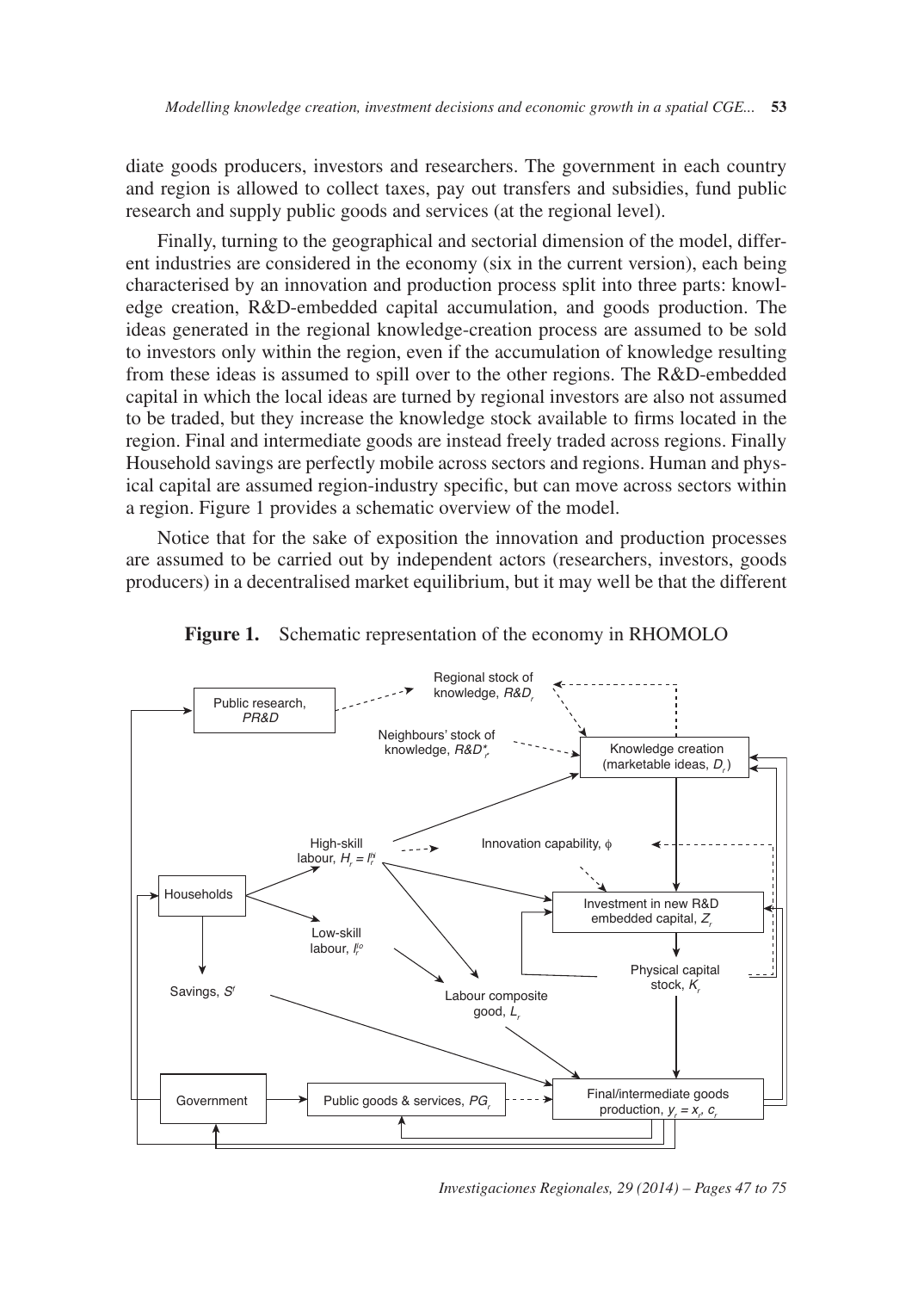diate goods producers, investors and researchers. The government in each country and region is allowed to collect taxes, pay out transfers and subsidies, fund public research and supply public goods and services (at the regional level).

Finally, turning to the geographical and sectorial dimension of the model, different industries are considered in the economy (six in the current version), each being characterised by an innovation and production process split into three parts: knowledge creation, R&D-embedded capital accumulation, and goods production. The ideas generated in the regional knowledge-creation process are assumed to be sold to investors only within the region, even if the accumulation of knowledge resulting from these ideas is assumed to spill over to the other regions. The R&D-embedded capital in which the local ideas are turned by regional investors are also not assumed to be traded, but they increase the knowledge stock available to firms located in the region. Final and intermediate goods are instead freely traded across regions. Finally Household savings are perfectly mobile across sectors and regions. Human and physical capital are assumed region-industry specific, but can move across sectors within a region. Figure 1 provides a schematic overview of the model.

Notice that for the sake of exposition the innovation and production processes are assumed to be carried out by independent actors (researchers, investors, goods producers) in a decentralised market equilibrium, but it may well be that the different

**Figure 1.** Schematic representation of the economy in RHOMOLO

Public research, $PR\&D$ — Regional stock of knowledge, $R\&D_r$ — Neighbours' stock of knowledge, $R\&D^*_r$ — Knowledge creation (marketable ideas, $D_r$) — High-skill labour, $H_r = l_r^{hi}$ — Innovation capability, $\phi$ — Households — Investment in new R&D embedded capital, $Z_r$ — Low-skill labour, $l_r^{lo}$ — Physical capital stock, $K_r$ — Savings, $S^r$ — Labour composite good, $L_r$ — Government — Public goods & services, $PG_r$ — Final/intermediate goods production, $y_r = x_r, c_r$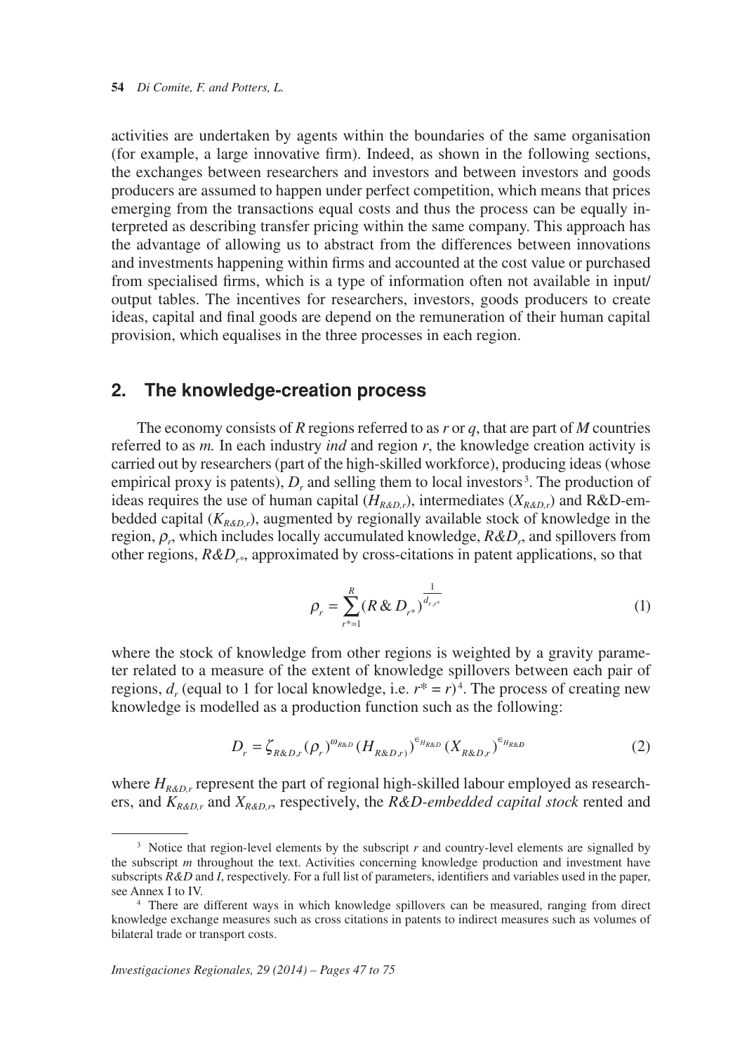activities are undertaken by agents within the boundaries of the same organisation (for example, a large innovative firm). Indeed, as shown in the following sections, the exchanges between researchers and investors and between investors and goods producers are assumed to happen under perfect competition, which means that prices emerging from the transactions equal costs and thus the process can be equally interpreted as describing transfer pricing within the same company. This approach has the advantage of allowing us to abstract from the differences between innovations and investments happening within firms and accounted at the cost value or purchased from specialised firms, which is a type of information often not available in input/output tables. The incentives for researchers, investors, goods producers to create ideas, capital and final goods are depend on the remuneration of their human capital provision, which equalises in the three processes in each region.

## 2. The knowledge-creation process

The economy consists of *R* regions referred to as *r* or *q*, that are part of *M* countries referred to as *m.* In each industry *ind* and region *r*, the knowledge creation activity is carried out by researchers (part of the high-skilled workforce), producing ideas (whose empirical proxy is patents), $D_r$ and selling them to local investors[3]. The production of ideas requires the use of human capital ($H_{R\&D,r}$), intermediates ($X_{R\&D,r}$) and R&D-embedded capital ($K_{R\&D,r}$), augmented by regionally available stock of knowledge in the region, $\rho_r$, which includes locally accumulated knowledge, $R\&D_r$, and spillovers from other regions, $R\&D_{r^*}$, approximated by cross-citations in patent applications, so that

$$\rho_r = \sum_{r^*=1}^{R} (R\,\&\,D_{r^*})^{\frac{1}{d_{r,r^*}}} \tag{1}$$

where the stock of knowledge from other regions is weighted by a gravity parameter related to a measure of the extent of knowledge spillovers between each pair of regions, $d_r$ (equal to 1 for local knowledge, i.e. $r^* = r$)[4]. The process of creating new knowledge is modelled as a production function such as the following:

$$D_r = \zeta_{R\&D,r}(\rho_r)^{\omega_{R\&D}}(H_{R\&D,r})^{\epsilon_{H_{R\&D}}}(X_{R\&D,r})^{\epsilon_{H_{R\&D}}} \tag{2}$$

where $H_{R\&D,r}$ represent the part of regional high-skilled labour employed as researchers, and $K_{R\&D,r}$ and $X_{R\&D,r}$, respectively, the *R&D-embedded capital stock* rented and

[3] Notice that region-level elements by the subscript *r* and country-level elements are signalled by the subscript *m* throughout the text. Activities concerning knowledge production and investment have subscripts *R&D* and *I*, respectively. For a full list of parameters, identifiers and variables used in the paper, see Annex I to IV.

[4] There are different ways in which knowledge spillovers can be measured, ranging from direct knowledge exchange measures such as cross citations in patents to indirect measures such as volumes of bilateral trade or transport costs.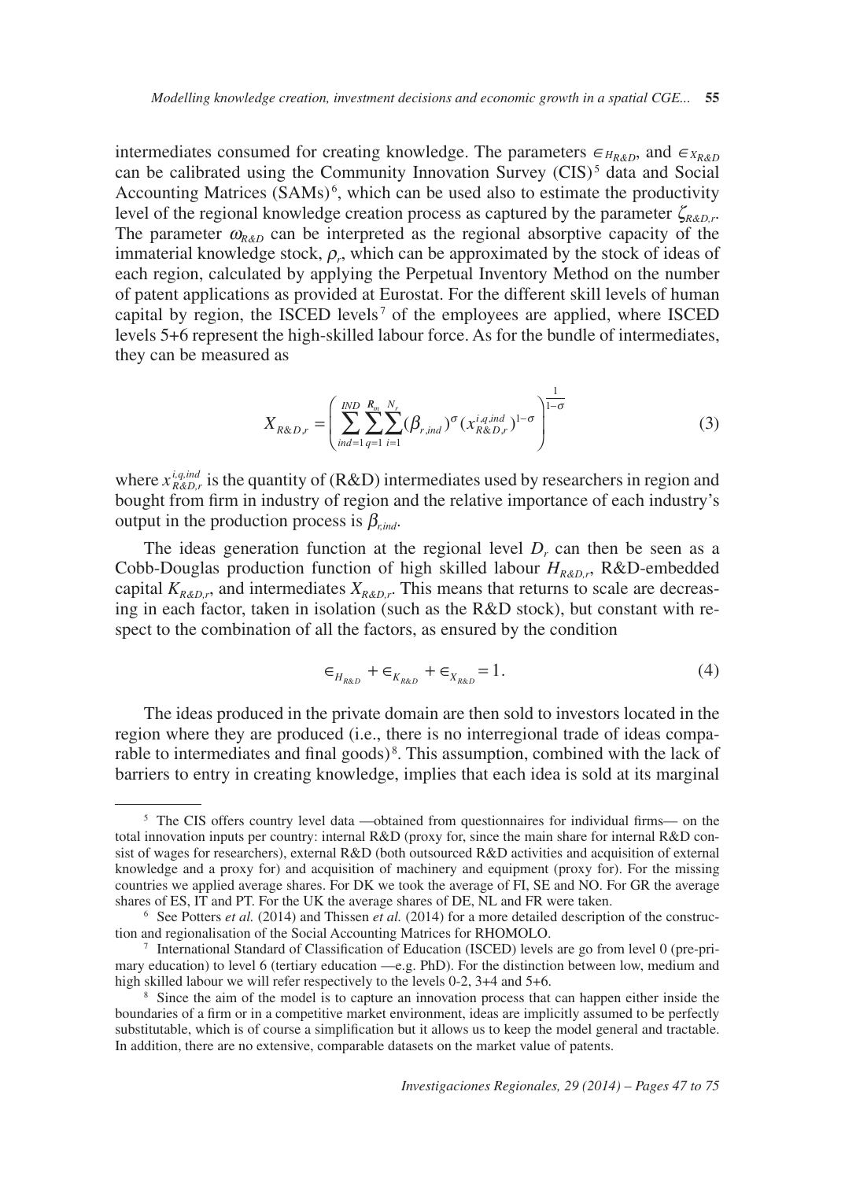intermediates consumed for creating knowledge. The parameters $\in_{H_{R\&D}}$, and $\in_{X_{R\&D}}$ can be calibrated using the Community Innovation Survey (CIS)[5] data and Social Accounting Matrices (SAMs)[6], which can be used also to estimate the productivity level of the regional knowledge creation process as captured by the parameter $\zeta_{R\&D,r}$. The parameter $\omega_{R\&D}$ can be interpreted as the regional absorptive capacity of the immaterial knowledge stock, $\rho_r$, which can be approximated by the stock of ideas of each region, calculated by applying the Perpetual Inventory Method on the number of patent applications as provided at Eurostat. For the different skill levels of human capital by region, the ISCED levels[7] of the employees are applied, where ISCED levels 5+6 represent the high-skilled labour force. As for the bundle of intermediates, they can be measured as

$$X_{R\&D,r} = \left( \sum_{ind=1}^{IND} \sum_{q=1}^{R_m} \sum_{i=1}^{N_r} (\beta_{r,ind})^{\sigma} (x_{R\&D,r}^{i,q,ind})^{1-\sigma} \right)^{\frac{1}{1-\sigma}} \tag{3}$$

where $x_{R\&D,r}^{i,q,ind}$ is the quantity of (R&D) intermediates used by researchers in region and bought from firm in industry of region and the relative importance of each industry's output in the production process is $\beta_{r,ind}$.

The ideas generation function at the regional level $D_r$ can then be seen as a Cobb-Douglas production function of high skilled labour $H_{R\&D,r}$, R&D-embedded capital $K_{R\&D,r}$, and intermediates $X_{R\&D,r}$. This means that returns to scale are decreasing in each factor, taken in isolation (such as the R&D stock), but constant with respect to the combination of all the factors, as ensured by the condition

$$\in_{H_{R\&D}} + \in_{K_{R\&D}} + \in_{X_{R\&D}} = 1. \tag{4}$$

The ideas produced in the private domain are then sold to investors located in the region where they are produced (i.e., there is no interregional trade of ideas comparable to intermediates and final goods)[8]. This assumption, combined with the lack of barriers to entry in creating knowledge, implies that each idea is sold at its marginal

---

[5] The CIS offers country level data —obtained from questionnaires for individual firms— on the total innovation inputs per country: internal R&D (proxy for, since the main share for internal R&D consist of wages for researchers), external R&D (both outsourced R&D activities and acquisition of external knowledge and a proxy for) and acquisition of machinery and equipment (proxy for). For the missing countries we applied average shares. For DK we took the average of FI, SE and NO. For GR the average shares of ES, IT and PT. For the UK the average shares of DE, NL and FR were taken.

[6] See Potters *et al.* (2014) and Thissen *et al.* (2014) for a more detailed description of the construction and regionalisation of the Social Accounting Matrices for RHOMOLO.

[7] International Standard of Classification of Education (ISCED) levels are go from level 0 (pre-primary education) to level 6 (tertiary education —e.g. PhD). For the distinction between low, medium and high skilled labour we will refer respectively to the levels 0-2, 3+4 and 5+6.

[8] Since the aim of the model is to capture an innovation process that can happen either inside the boundaries of a firm or in a competitive market environment, ideas are implicitly assumed to be perfectly substitutable, which is of course a simplification but it allows us to keep the model general and tractable. In addition, there are no extensive, comparable datasets on the market value of patents.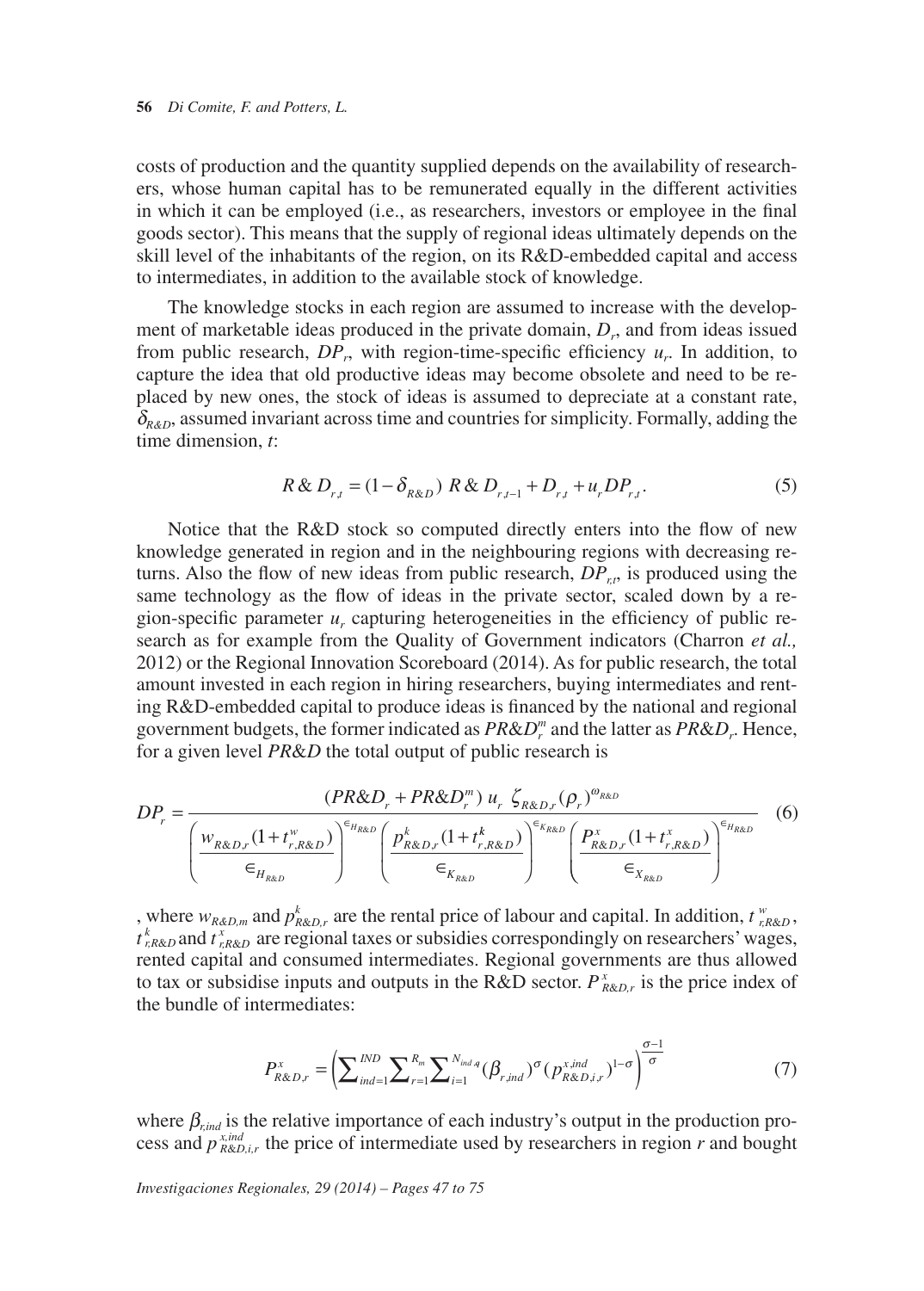costs of production and the quantity supplied depends on the availability of researchers, whose human capital has to be remunerated equally in the different activities in which it can be employed (i.e., as researchers, investors or employee in the final goods sector). This means that the supply of regional ideas ultimately depends on the skill level of the inhabitants of the region, on its R&D-embedded capital and access to intermediates, in addition to the available stock of knowledge.

The knowledge stocks in each region are assumed to increase with the development of marketable ideas produced in the private domain, $D_r$, and from ideas issued from public research, $DP_r$, with region-time-specific efficiency $u_r$. In addition, to capture the idea that old productive ideas may become obsolete and need to be replaced by new ones, the stock of ideas is assumed to depreciate at a constant rate, $\delta_{R\&D}$, assumed invariant across time and countries for simplicity. Formally, adding the time dimension, $t$:

$$R\&D_{r,t} = (1-\delta_{R\&D})\ R\&D_{r,t-1} + D_{r,t} + u_r DP_{r,t}. \tag{5}$$

Notice that the R&D stock so computed directly enters into the flow of new knowledge generated in region and in the neighbouring regions with decreasing returns. Also the flow of new ideas from public research, $DP_{r,t}$, is produced using the same technology as the flow of ideas in the private sector, scaled down by a region-specific parameter $u_r$ capturing heterogeneities in the efficiency of public research as for example from the Quality of Government indicators (Charron *et al.,* 2012) or the Regional Innovation Scoreboard (2014). As for public research, the total amount invested in each region in hiring researchers, buying intermediates and renting R&D-embedded capital to produce ideas is financed by the national and regional government budgets, the former indicated as $PR\&D_r^m$ and the latter as $PR\&D_r$. Hence, for a given level $PR\&D$ the total output of public research is

$$DP_r = \frac{(PR\&D_r + PR\&D_r^m)\ u_r\ \zeta_{R\&D,r}(\rho_r)^{\omega_{R\&D}}}{\left(\dfrac{w_{R\&D,r}(1+t^w_{r,R\&D})}{\in_{H_{R\&D}}}\right)^{\in_{H_{R\&D}}}\left(\dfrac{p^k_{R\&D,r}(1+t^k_{r,R\&D})}{\in_{K_{R\&D}}}\right)^{\in_{K_{R\&D}}}\left(\dfrac{P^x_{R\&D,r}(1+t^x_{r,R\&D})}{\in_{X_{R\&D}}}\right)^{\in_{H_{R\&D}}}} \tag{6}$$

, where $w_{R\&D,m}$ and $p^k_{R\&D,r}$ are the rental price of labour and capital. In addition, $t^w_{r,R\&D}$, $t^k_{r,R\&D}$ and $t^x_{r,R\&D}$ are regional taxes or subsidies correspondingly on researchers' wages, rented capital and consumed intermediates. Regional governments are thus allowed to tax or subsidise inputs and outputs in the R&D sector. $P^x_{R\&D,r}$ is the price index of the bundle of intermediates:

$$P^x_{R\&D,r} = \left(\sum\nolimits_{ind=1}^{IND}\sum\nolimits_{r=1}^{R_m}\sum\nolimits_{i=1}^{N_{ind,q}}(\beta_{r,ind})^{\sigma}(p^{x,ind}_{R\&D,i,r})^{1-\sigma}\right)^{\frac{\sigma-1}{\sigma}} \tag{7}$$

where $\beta_{r,ind}$ is the relative importance of each industry's output in the production process and $p^{x,ind}_{R\&D,i,r}$ the price of intermediate used by researchers in region $r$ and bought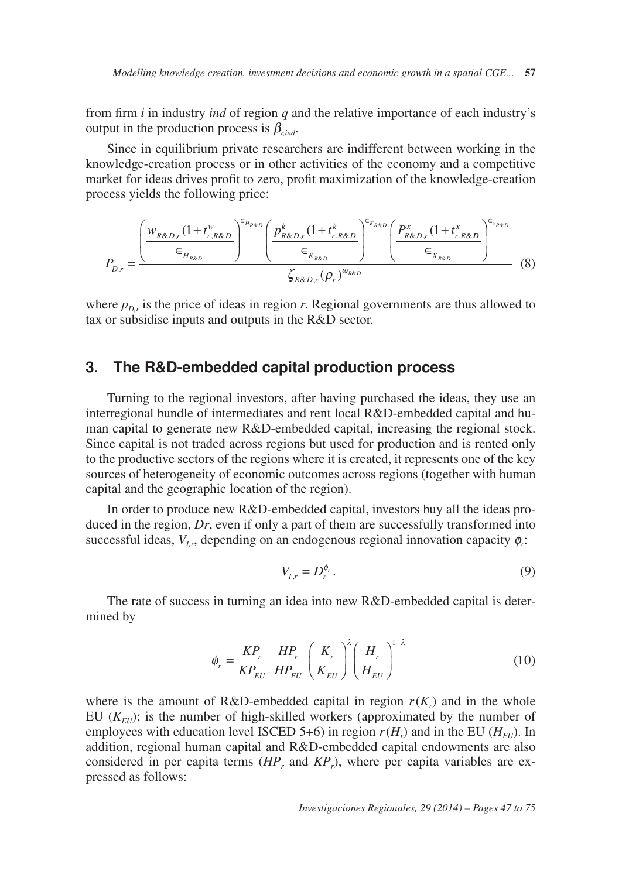from firm $i$ in industry $ind$ of region $q$ and the relative importance of each industry's output in the production process is $\beta_{r,ind}$.

Since in equilibrium private researchers are indifferent between working in the knowledge-creation process or in other activities of the economy and a competitive market for ideas drives profit to zero, profit maximization of the knowledge-creation process yields the following price:

$$P_{D,r} = \frac{\left(\dfrac{w_{R\&D,r}(1+t^{w}_{r,R\&D})}{\in_{H_{R\&D}}}\right)^{\in_{H_{R\&D}}} \left(\dfrac{p^{k}_{R\&D,r}(1+t^{k}_{r,R\&D})}{\in_{K_{R\&D}}}\right)^{\in_{K_{R\&D}}} \left(\dfrac{P^{x}_{R\&D,r}(1+t^{x}_{r,R\&D})}{\in_{X_{R\&D}}}\right)^{\in_{x_{R\&D}}}}{\zeta_{R\&D,r}(\rho_r)^{\omega_{R\&D}}} \tag{8}$$

where $p_{D,r}$ is the price of ideas in region $r$. Regional governments are thus allowed to tax or subsidise inputs and outputs in the R&D sector.

## 3. The R&D-embedded capital production process

Turning to the regional investors, after having purchased the ideas, they use an interregional bundle of intermediates and rent local R&D-embedded capital and human capital to generate new R&D-embedded capital, increasing the regional stock. Since capital is not traded across regions but used for production and is rented only to the productive sectors of the regions where it is created, it represents one of the key sources of heterogeneity of economic outcomes across regions (together with human capital and the geographic location of the region).

In order to produce new R&D-embedded capital, investors buy all the ideas produced in the region, $Dr$, even if only a part of them are successfully transformed into successful ideas, $V_{I,r}$, depending on an endogenous regional innovation capacity $\phi_r$:

$$V_{I,r} = D_r^{\phi_r}. \tag{9}$$

The rate of success in turning an idea into new R&D-embedded capital is determined by

$$\phi_r = \frac{KP_r}{KP_{EU}}\,\frac{HP_r}{HP_{EU}}\left(\frac{K_r}{K_{EU}}\right)^{\lambda}\left(\frac{H_r}{H_{EU}}\right)^{1-\lambda} \tag{10}$$

where is the amount of R&D-embedded capital in region $r(K_r)$ and in the whole EU ($K_{EU}$); is the number of high-skilled workers (approximated by the number of employees with education level ISCED 5+6) in region $r(H_r)$ and in the EU ($H_{EU}$). In addition, regional human capital and R&D-embedded capital endowments are also considered in per capita terms ($HP_r$ and $KP_r$), where per capita variables are expressed as follows: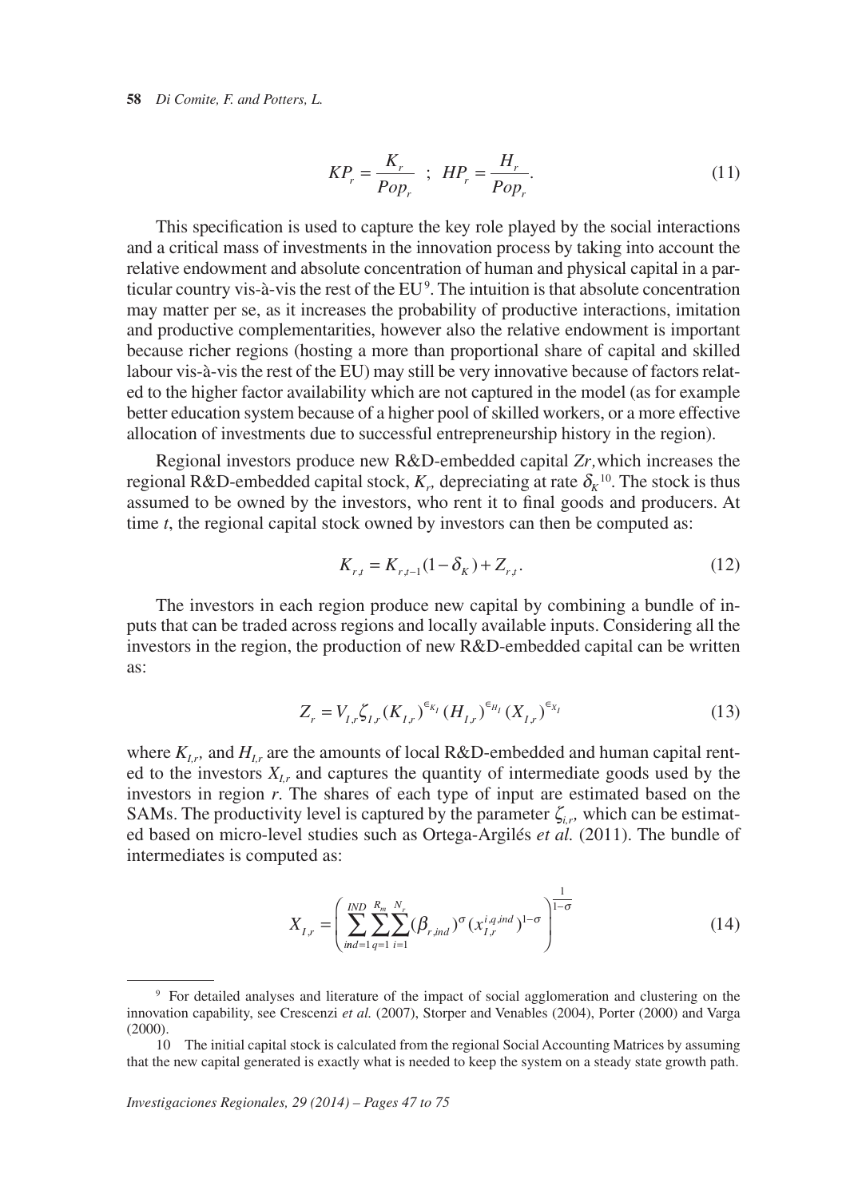$$KP_r = \frac{K_r}{Pop_r} \;\; ; \;\; HP_r = \frac{H_r}{Pop_r}. \tag{11}$$

This specification is used to capture the key role played by the social interactions and a critical mass of investments in the innovation process by taking into account the relative endowment and absolute concentration of human and physical capital in a particular country vis-à-vis the rest of the EU[9]. The intuition is that absolute concentration may matter per se, as it increases the probability of productive interactions, imitation and productive complementarities, however also the relative endowment is important because richer regions (hosting a more than proportional share of capital and skilled labour vis-à-vis the rest of the EU) may still be very innovative because of factors related to the higher factor availability which are not captured in the model (as for example better education system because of a higher pool of skilled workers, or a more effective allocation of investments due to successful entrepreneurship history in the region).

Regional investors produce new R&D-embedded capital $Zr$, which increases the regional R&D-embedded capital stock, $K_r$, depreciating at rate $\delta_K$[10]. The stock is thus assumed to be owned by the investors, who rent it to final goods and producers. At time $t$, the regional capital stock owned by investors can then be computed as:

$$K_{r,t} = K_{r,t-1}(1-\delta_K) + Z_{r,t}. \tag{12}$$

The investors in each region produce new capital by combining a bundle of inputs that can be traded across regions and locally available inputs. Considering all the investors in the region, the production of new R&D-embedded capital can be written as:

$$Z_r = V_{I,r}\zeta_{I,r}(K_{I,r})^{\epsilon_{K_I}}(H_{I,r})^{\epsilon_{H_I}}(X_{I,r})^{\epsilon_{X_I}} \tag{13}$$

where $K_{I,r}$, and $H_{I,r}$ are the amounts of local R&D-embedded and human capital rented to the investors $X_{I,r}$ and captures the quantity of intermediate goods used by the investors in region $r$. The shares of each type of input are estimated based on the SAMs. The productivity level is captured by the parameter $\zeta_{i,r}$, which can be estimated based on micro-level studies such as Ortega-Argilés *et al.* (2011). The bundle of intermediates is computed as:

$$X_{I,r} = \left( \sum_{ind=1}^{IND} \sum_{q=1}^{R_m} \sum_{i=1}^{N_r} (\beta_{r,ind})^{\sigma} (x_{I,r}^{i,q,ind})^{1-\sigma} \right)^{\frac{1}{1-\sigma}} \tag{14}$$

---

[9] For detailed analyses and literature of the impact of social agglomeration and clustering on the innovation capability, see Crescenzi *et al.* (2007), Storper and Venables (2004), Porter (2000) and Varga (2000).

[10] The initial capital stock is calculated from the regional Social Accounting Matrices by assuming that the new capital generated is exactly what is needed to keep the system on a steady state growth path.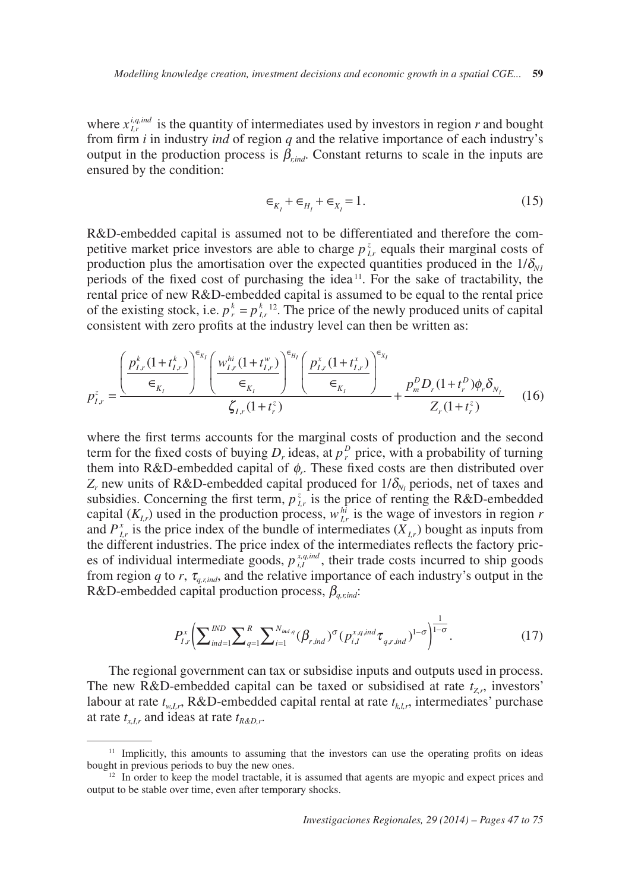where $x_{I,r}^{i,q,ind}$ is the quantity of intermediates used by investors in region *r* and bought from firm *i* in industry *ind* of region *q* and the relative importance of each industry's output in the production process is $\beta_{r,ind}$. Constant returns to scale in the inputs are ensured by the condition:

$$\in_{K_I} + \in_{H_I} + \in_{X_I} = 1. \tag{15}$$

R&D-embedded capital is assumed not to be differentiated and therefore the competitive market price investors are able to charge $p_{I,r}^{z}$ equals their marginal costs of production plus the amortisation over the expected quantities produced in the $1/\delta_{NI}$ periods of the fixed cost of purchasing the idea[11]. For the sake of tractability, the rental price of new R&D-embedded capital is assumed to be equal to the rental price of the existing stock, i.e. $p_r^k = p_{I,r}^k$[12]. The price of the newly produced units of capital consistent with zero profits at the industry level can then be written as:

$$p_{I,r}^{z} = \frac{\left(\dfrac{p_{I,r}^{k}(1+t_{I,r}^{k})}{\in_{K_I}}\right)^{\in_{K_I}} \left(\dfrac{w_{I,r}^{hi}(1+t_{I,r}^{w})}{\in_{K_I}}\right)^{\in_{H_I}} \left(\dfrac{p_{I,r}^{x}(1+t_{I,r}^{x})}{\in_{K_I}}\right)^{\in_{X_I}}}{\zeta_{I,r}(1+t_r^{z})} + \frac{p_m^D D_r (1+t_r^D)\phi_r \delta_{N_I}}{Z_r(1+t_r^z)} \tag{16}$$

where the first terms accounts for the marginal costs of production and the second term for the fixed costs of buying $D_r$ ideas, at $p_r^D$ price, with a probability of turning them into R&D-embedded capital of $\phi_r$. These fixed costs are then distributed over $Z_r$ new units of R&D-embedded capital produced for $1/\delta_{N_I}$ periods, net of taxes and subsidies. Concerning the first term, $p_{I,r}^{z}$ is the price of renting the R&D-embedded capital ($K_{I,r}$) used in the production process, $w_{I,r}^{hi}$ is the wage of investors in region *r* and $P_{I,r}^{x}$ is the price index of the bundle of intermediates ($X_{I,r}$) bought as inputs from the different industries. The price index of the intermediates reflects the factory prices of individual intermediate goods, $p_{i,I}^{x,q,ind}$, their trade costs incurred to ship goods from region *q* to *r*, $\tau_{q,r,ind}$, and the relative importance of each industry's output in the R&D-embedded capital production process, $\beta_{q,r,ind}$:

$$P_{I,r}^{x}\left(\sum_{ind=1}^{IND}\sum_{q=1}^{R}\sum_{i=1}^{N_{ind,q}}(\beta_{r,ind})^{\sigma}(p_{i,I}^{x,q,ind}\tau_{q,r,ind})^{1-\sigma}\right)^{\frac{1}{1-\sigma}}. \tag{17}$$

The regional government can tax or subsidise inputs and outputs used in process. The new R&D-embedded capital can be taxed or subsidised at rate $t_{Z,r}$, investors' labour at rate $t_{w,I,r}$, R&D-embedded capital rental at rate $t_{k,I,r}$, intermediates' purchase at rate $t_{x,I,r}$ and ideas at rate $t_{R\&D,r}$.

---

[11] Implicitly, this amounts to assuming that the investors can use the operating profits on ideas bought in previous periods to buy the new ones.

[12] In order to keep the model tractable, it is assumed that agents are myopic and expect prices and output to be stable over time, even after temporary shocks.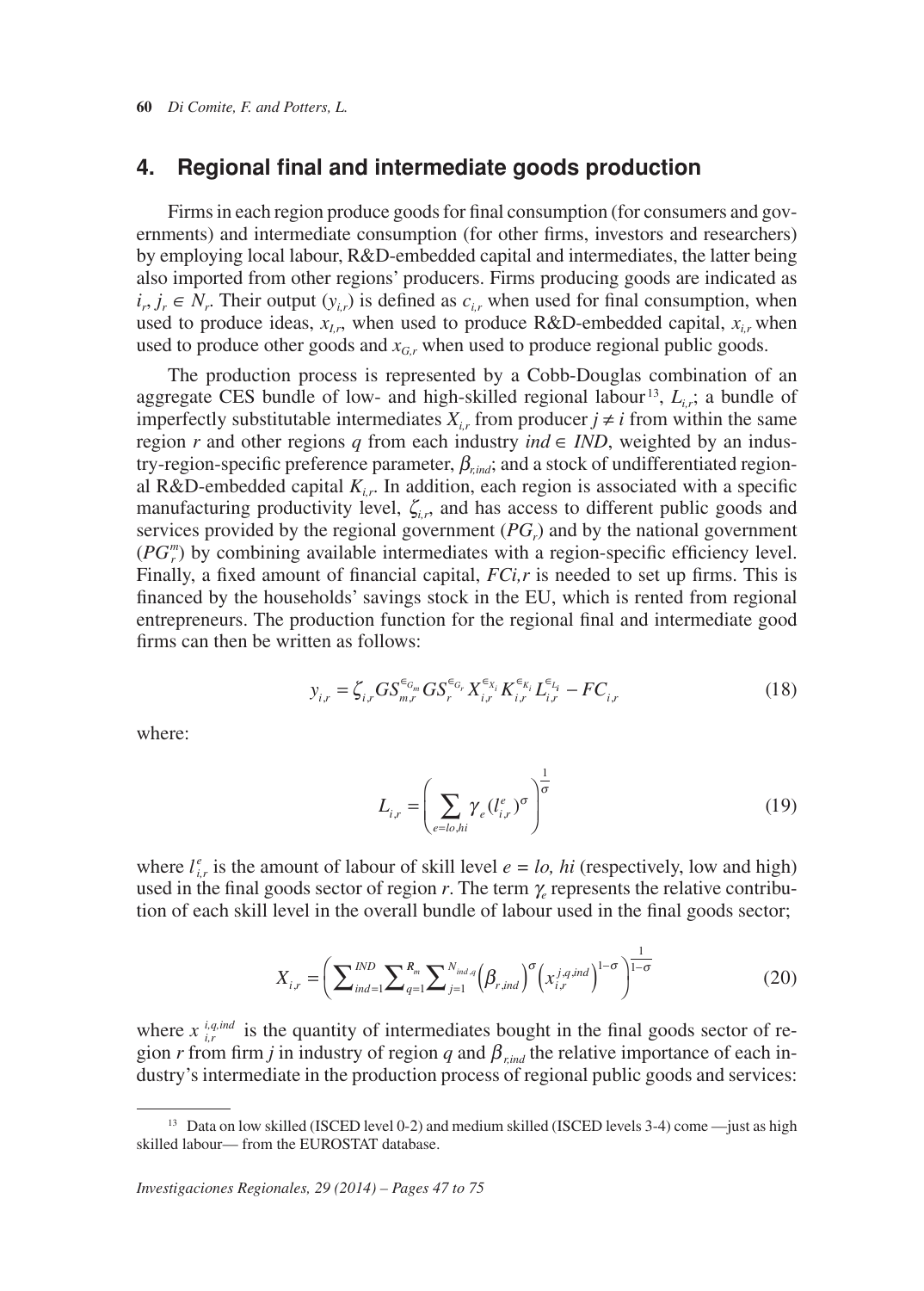## 4. Regional final and intermediate goods production

Firms in each region produce goods for final consumption (for consumers and governments) and intermediate consumption (for other firms, investors and researchers) by employing local labour, R&D-embedded capital and intermediates, the latter being also imported from other regions' producers. Firms producing goods are indicated as $i_r, j_r \in N_r$. Their output ($y_{i,r}$) is defined as $c_{i,r}$ when used for final consumption, when used to produce ideas, $x_{I,r}$, when used to produce R&D-embedded capital, $x_{i,r}$ when used to produce other goods and $x_{G,r}$ when used to produce regional public goods.

The production process is represented by a Cobb-Douglas combination of an aggregate CES bundle of low- and high-skilled regional labour[13], $L_{i,r}$; a bundle of imperfectly substitutable intermediates $X_{i,r}$ from producer $j \neq i$ from within the same region $r$ and other regions $q$ from each industry $ind \in IND$, weighted by an industry-region-specific preference parameter, $\beta_{r,ind}$; and a stock of undifferentiated regional R&D-embedded capital $K_{i,r}$. In addition, each region is associated with a specific manufacturing productivity level, $\zeta_{i,r}$, and has access to different public goods and services provided by the regional government ($PG_r$) and by the national government ($PG_r^m$) by combining available intermediates with a region-specific efficiency level. Finally, a fixed amount of financial capital, $FCi,r$ is needed to set up firms. This is financed by the households' savings stock in the EU, which is rented from regional entrepreneurs. The production function for the regional final and intermediate good firms can then be written as follows:

$$y_{i,r} = \zeta_{i,r} GS_{m,r}^{\in_{G_m}} GS_r^{\in_{G_r}} X_{i,r}^{\in_{X_i}} K_{i,r}^{\in_{K_i}} L_{i,r}^{\in_{L_i}} - FC_{i,r} \tag{18}$$

where:

$$L_{i,r} = \left( \sum_{e=lo,hi} \gamma_e (l_{i,r}^e)^\sigma \right)^{\frac{1}{\sigma}} \tag{19}$$

where $l_{i,r}^e$ is the amount of labour of skill level $e = lo, hi$ (respectively, low and high) used in the final goods sector of region $r$. The term $\gamma_e$ represents the relative contribution of each skill level in the overall bundle of labour used in the final goods sector;

$$X_{i,r} = \left( \sum\nolimits_{ind=1}^{IND} \sum\nolimits_{q=1}^{R_m} \sum\nolimits_{j=1}^{N_{ind,q}} \left(\beta_{r,ind}\right)^\sigma \left(x_{i,r}^{j,q,ind}\right)^{1-\sigma} \right)^{\frac{1}{1-\sigma}} \tag{20}$$

where $x_{i,r}^{i,q,ind}$ is the quantity of intermediates bought in the final goods sector of region $r$ from firm $j$ in industry of region $q$ and $\beta_{r,ind}$ the relative importance of each industry's intermediate in the production process of regional public goods and services:

[13] Data on low skilled (ISCED level 0-2) and medium skilled (ISCED levels 3-4) come —just as high skilled labour— from the EUROSTAT database.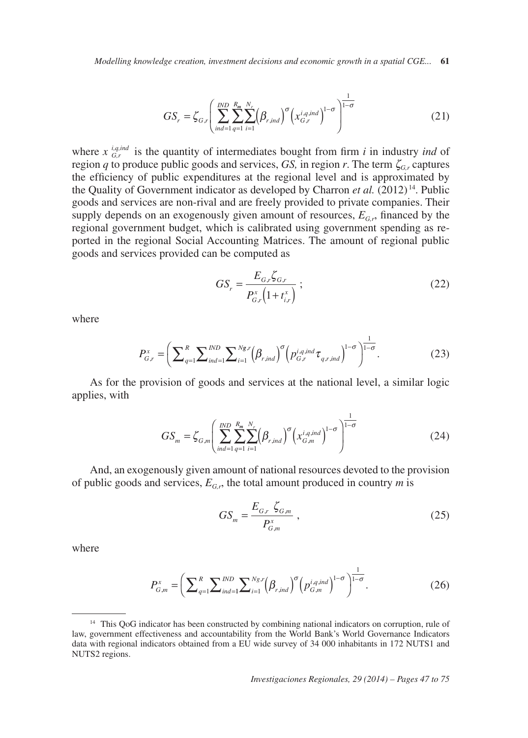$$GS_r = \zeta_{G,r} \left( \sum_{ind=1}^{IND} \sum_{q=1}^{R_m} \sum_{i=1}^{N_r} \left(\beta_{r,ind}\right)^{\sigma} \left(x_{G,r}^{i,q,ind}\right)^{1-\sigma} \right)^{\frac{1}{1-\sigma}} \tag{21}$$

where $x_{G,r}^{i,q,ind}$ is the quantity of intermediates bought from firm *i* in industry *ind* of region *q* to produce public goods and services, *GS,* in region *r*. The term $\zeta_{G,r}$ captures the efficiency of public expenditures at the regional level and is approximated by the Quality of Government indicator as developed by Charron *et al.* (2012)[14]. Public goods and services are non-rival and are freely provided to private companies. Their supply depends on an exogenously given amount of resources, $E_{G,r}$, financed by the regional government budget, which is calibrated using government spending as reported in the regional Social Accounting Matrices. The amount of regional public goods and services provided can be computed as

$$GS_r = \frac{E_{G,r}\zeta_{G,r}}{P_{G,r}^{x}\left(1+t_{i,r}^{x}\right)} ; \tag{22}$$

where

$$P_{G,r}^{x} = \left( \sum_{q=1}^{R} \sum_{ind=1}^{IND} \sum_{i=1}^{Ng,r} \left(\beta_{r,ind}\right)^{\sigma} \left(p_{G,r}^{i,q,ind} \tau_{q,r,ind}\right)^{1-\sigma} \right)^{\frac{1}{1-\sigma}}. \tag{23}$$

As for the provision of goods and services at the national level, a similar logic applies, with

$$GS_m = \zeta_{G,m} \left( \sum_{ind=1}^{IND} \sum_{q=1}^{R_m} \sum_{i=1}^{N_r} \left(\beta_{r,ind}\right)^{\sigma} \left(x_{G,m}^{i,q,ind}\right)^{1-\sigma} \right)^{\frac{1}{1-\sigma}} \tag{24}$$

And, an exogenously given amount of national resources devoted to the provision of public goods and services, $E_{G,r}$, the total amount produced in country *m* is

$$GS_m = \frac{E_{G,r}\ \zeta_{G,m}}{P_{G,m}^{x}} , \tag{25}$$

where

$$P_{G,m}^{x} = \left( \sum_{q=1}^{R} \sum_{ind=1}^{IND} \sum_{i=1}^{Ng,r} \left(\beta_{r,ind}\right)^{\sigma} \left(p_{G,m}^{i,q,ind}\right)^{1-\sigma} \right)^{\frac{1}{1-\sigma}}. \tag{26}$$

---

[14] This QoG indicator has been constructed by combining national indicators on corruption, rule of law, government effectiveness and accountability from the World Bank's World Governance Indicators data with regional indicators obtained from a EU wide survey of 34 000 inhabitants in 172 NUTS1 and NUTS2 regions.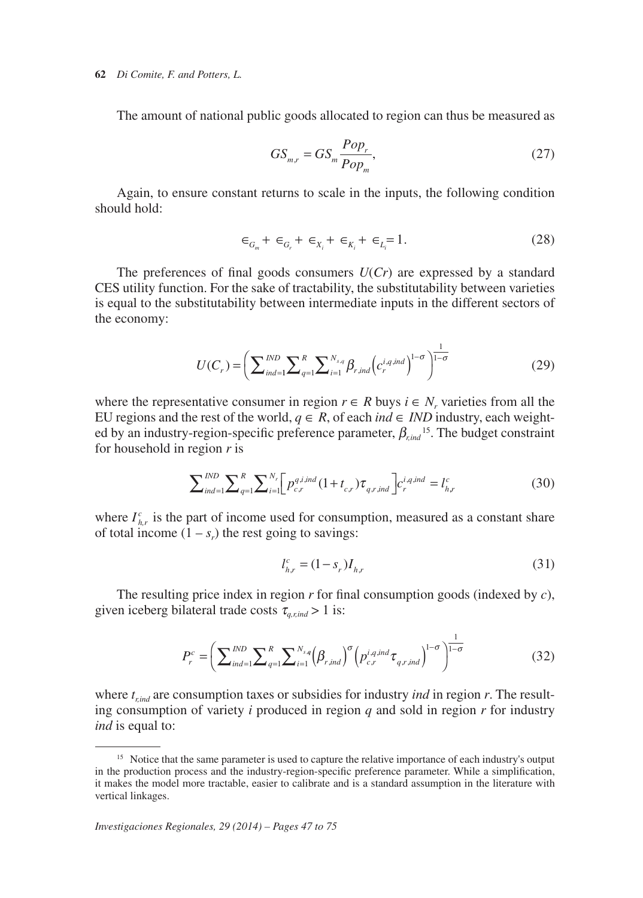The amount of national public goods allocated to region can thus be measured as

$$GS_{m,r} = GS_m \frac{Pop_r}{Pop_m}, \tag{27}$$

Again, to ensure constant returns to scale in the inputs, the following condition should hold:

$$\in_{G_m} + \in_{G_r} + \in_{X_i} + \in_{K_i} + \in_{L_i} = 1. \tag{28}$$

The preferences of final goods consumers $U(Cr)$ are expressed by a standard CES utility function. For the sake of tractability, the substitutability between varieties is equal to the substitutability between intermediate inputs in the different sectors of the economy:

$$U(C_r) = \left( \sum_{ind=1}^{IND} \sum_{q=1}^{R} \sum_{i=1}^{N_{s,q}} \beta_{r,ind} \left( c_r^{i,q,ind} \right)^{1-\sigma} \right)^{\frac{1}{1-\sigma}} \tag{29}$$

where the representative consumer in region $r \in R$ buys $i \in N_r$ varieties from all the EU regions and the rest of the world, $q \in R$, of each $ind \in IND$ industry, each weighted by an industry-region-specific preference parameter, $\beta_{r,ind}$[15]. The budget constraint for household in region $r$ is

$$\sum_{ind=1}^{IND} \sum_{q=1}^{R} \sum_{i=1}^{N_r} \left[ p_{c,r}^{q,i,ind} (1 + t_{c,r}) \tau_{q,r,ind} \right] c_r^{i,q,ind} = l_{h,r}^{c} \tag{30}$$

where $I_{h,r}^{c}$ is the part of income used for consumption, measured as a constant share of total income $(1 - s_r)$ the rest going to savings:

$$l_{h,r}^{c} = (1 - s_r) I_{h,r} \tag{31}$$

The resulting price index in region $r$ for final consumption goods (indexed by $c$), given iceberg bilateral trade costs $\tau_{q,r,ind} > 1$ is:

$$P_r^c = \left( \sum_{ind=1}^{IND} \sum_{q=1}^{R} \sum_{i=1}^{N_{s,q}} \left( \beta_{r,ind} \right)^{\sigma} \left( p_{c,r}^{i,q,ind} \tau_{q,r,ind} \right)^{1-\sigma} \right)^{\frac{1}{1-\sigma}} \tag{32}$$

where $t_{r,ind}$ are consumption taxes or subsidies for industry $ind$ in region $r$. The resulting consumption of variety $i$ produced in region $q$ and sold in region $r$ for industry $ind$ is equal to:

---

[15] Notice that the same parameter is used to capture the relative importance of each industry's output in the production process and the industry-region-specific preference parameter. While a simplification, it makes the model more tractable, easier to calibrate and is a standard assumption in the literature with vertical linkages.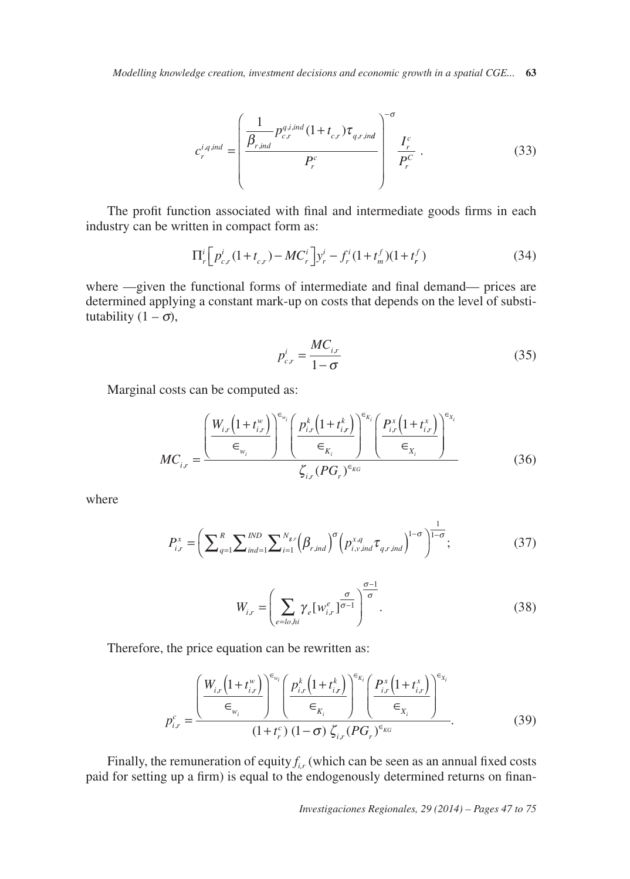$$c_r^{i,q,ind} = \left( \frac{\frac{1}{\beta_{r,ind}} p_{c,r}^{q,i,ind} (1+t_{c,r}) \tau_{q,r,ind}}{P_r^c} \right)^{-\sigma} \frac{I_r^c}{P_r^C} . \tag{33}$$

The profit function associated with final and intermediate goods firms in each industry can be written in compact form as:

$$\Pi_r^i \left[ p_{c,r}^i (1+t_{c,r}) - MC_r^i \right] y_r^i - f_r^i (1+t_m^f)(1+t_r^f) \tag{34}$$

where —given the functional forms of intermediate and final demand— prices are determined applying a constant mark-up on costs that depends on the level of substitutability $(1 - \sigma)$,

$$p_{c,r}^i = \frac{MC_{i,r}}{1-\sigma} \tag{35}$$

Marginal costs can be computed as:

$$MC_{i,r} = \frac{\left( \frac{W_{i,r}\left(1+t_{i,r}^w\right)}{\epsilon_{w_i}} \right)^{\epsilon_{w_i}} \left( \frac{p_{i,r}^k\left(1+t_{i,r}^k\right)}{\epsilon_{K_i}} \right)^{\epsilon_{K_i}} \left( \frac{P_{i,r}^x\left(1+t_{i,r}^x\right)}{\epsilon_{X_i}} \right)^{\epsilon_{X_i}}}{\zeta_{i,r} (PG_r)^{\epsilon_{KG}}} \tag{36}$$

where

$$P_{i,r}^x = \left( \sum_{q=1}^R \sum_{ind=1}^{IND} \sum_{i=1}^{N_{g,r}} \left(\beta_{r,ind}\right)^\sigma \left(p_{i,v,ind}^{x,q} \tau_{q,r,ind}\right)^{1-\sigma} \right)^{\frac{1}{1-\sigma}}; \tag{37}$$

$$W_{i,r} = \left( \sum_{e=lo,hi} \gamma_e [w_{i,r}^e]^{\frac{\sigma}{\sigma-1}} \right)^{\frac{\sigma-1}{\sigma}} . \tag{38}$$

Therefore, the price equation can be rewritten as:

$$p_{i,r}^c = \frac{\left( \frac{W_{i,r}\left(1+t_{i,r}^w\right)}{\epsilon_{w_i}} \right)^{\epsilon_{w_i}} \left( \frac{p_{i,r}^k\left(1+t_{i,r}^k\right)}{\epsilon_{K_i}} \right)^{\epsilon_{K_i}} \left( \frac{P_{i,r}^x\left(1+t_{i,r}^x\right)}{\epsilon_{X_i}} \right)^{\epsilon_{X_i}}}{(1+t_r^c)\,(1-\sigma)\,\zeta_{i,r} (PG_r)^{\epsilon_{KG}}} . \tag{39}$$

Finally, the remuneration of equity $f_{i,r}$ (which can be seen as an annual fixed costs paid for setting up a firm) is equal to the endogenously determined returns on finan-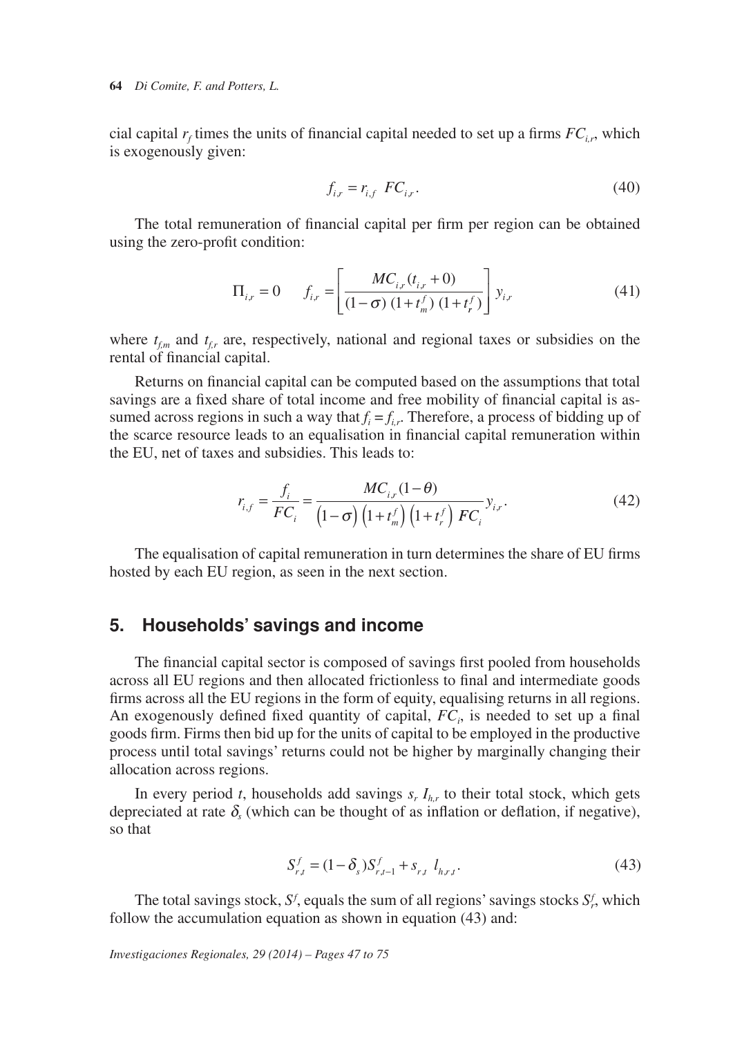cial capital $r_f$ times the units of financial capital needed to set up a firms $FC_{i,r}$, which is exogenously given:

$$f_{i,r} = r_{i,f}\ FC_{i,r}. \tag{40}$$

The total remuneration of financial capital per firm per region can be obtained using the zero-profit condition:

$$\Pi_{i,r} = 0 \qquad f_{i,r} = \left[ \frac{MC_{i,r}(t_{i,r} + 0)}{(1-\sigma)\ (1+t_m^f)\ (1+t_r^f)} \right] y_{i,r} \tag{41}$$

where $t_{f,m}$ and $t_{f,r}$ are, respectively, national and regional taxes or subsidies on the rental of financial capital.

Returns on financial capital can be computed based on the assumptions that total savings are a fixed share of total income and free mobility of financial capital is assumed across regions in such a way that $f_i = f_{i,r}$. Therefore, a process of bidding up of the scarce resource leads to an equalisation in financial capital remuneration within the EU, net of taxes and subsidies. This leads to:

$$r_{i,f} = \frac{f_i}{FC_i} = \frac{MC_{i,r}(1-\theta)}{\left(1-\sigma\right)\left(1+t_m^f\right)\left(1+t_r^f\right) FC_i} y_{i,r}. \tag{42}$$

The equalisation of capital remuneration in turn determines the share of EU firms hosted by each EU region, as seen in the next section.

## 5. Households' savings and income

The financial capital sector is composed of savings first pooled from households across all EU regions and then allocated frictionless to final and intermediate goods firms across all the EU regions in the form of equity, equalising returns in all regions. An exogenously defined fixed quantity of capital, $FC_i$, is needed to set up a final goods firm. Firms then bid up for the units of capital to be employed in the productive process until total savings' returns could not be higher by marginally changing their allocation across regions.

In every period $t$, households add savings $s_r\ I_{h,r}$ to their total stock, which gets depreciated at rate $\delta_s$ (which can be thought of as inflation or deflation, if negative), so that

$$S_{r,t}^f = (1-\delta_s) S_{r,t-1}^f + s_{r,t}\ l_{h,r,t}. \tag{43}$$

The total savings stock, $S^f$, equals the sum of all regions' savings stocks $S_r^f$, which follow the accumulation equation as shown in equation (43) and: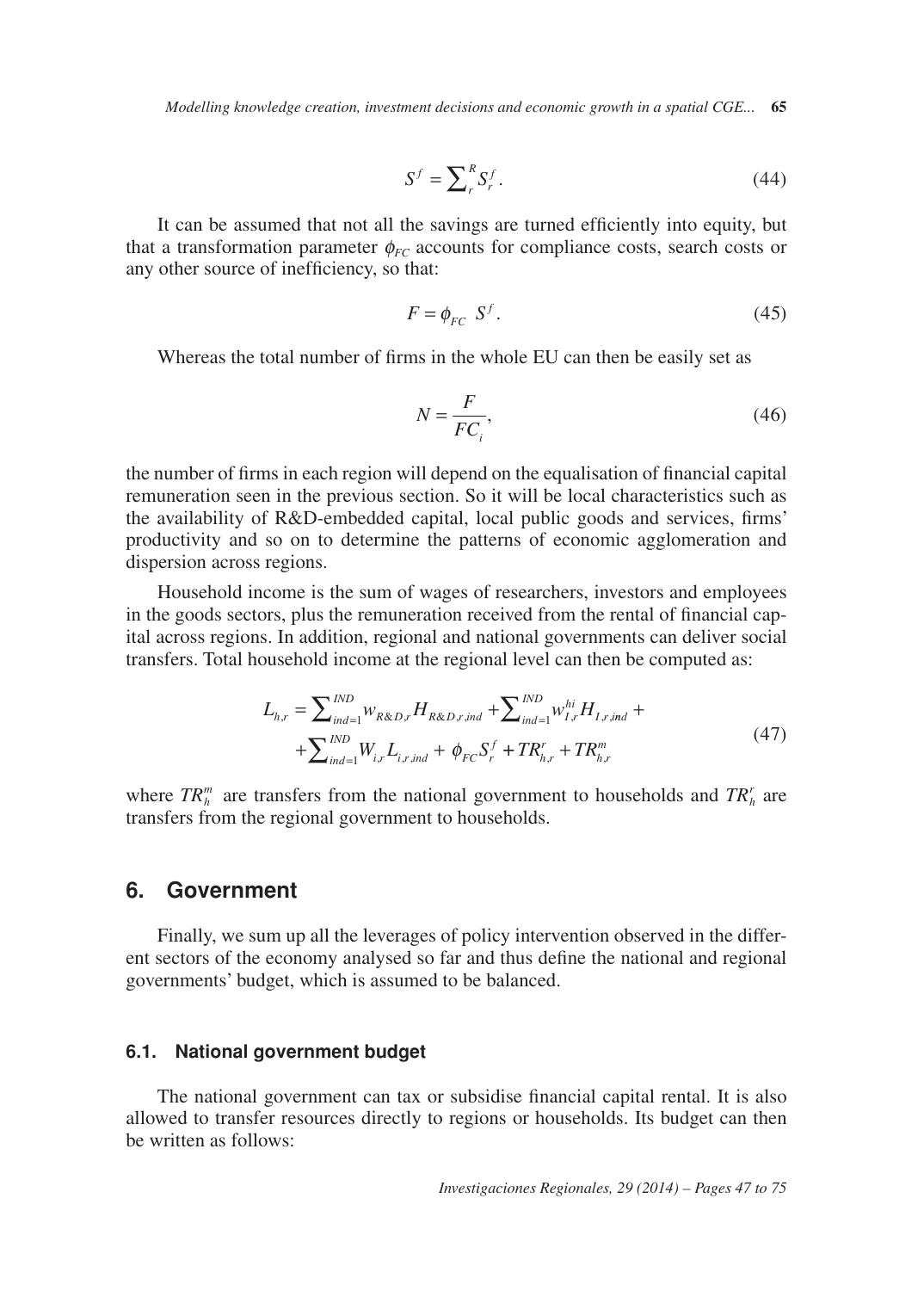$$S^f = \sum_r^R S_r^f . \tag{44}$$

It can be assumed that not all the savings are turned efficiently into equity, but that a transformation parameter $\phi_{FC}$ accounts for compliance costs, search costs or any other source of inefficiency, so that:

$$F = \phi_{FC} \; S^f . \tag{45}$$

Whereas the total number of firms in the whole EU can then be easily set as

$$N = \frac{F}{FC_i}, \tag{46}$$

the number of firms in each region will depend on the equalisation of financial capital remuneration seen in the previous section. So it will be local characteristics such as the availability of R&D-embedded capital, local public goods and services, firms' productivity and so on to determine the patterns of economic agglomeration and dispersion across regions.

Household income is the sum of wages of researchers, investors and employees in the goods sectors, plus the remuneration received from the rental of financial capital across regions. In addition, regional and national governments can deliver social transfers. Total household income at the regional level can then be computed as:

$$\begin{aligned} L_{h,r} = & \sum\nolimits_{ind=1}^{IND} w_{R\&D,r} H_{R\&D,r,ind} + \sum\nolimits_{ind=1}^{IND} w_{I,r}^{hi} H_{I,r,ind} + \\ & + \sum\nolimits_{ind=1}^{IND} W_{i,r} L_{i,r,ind} + \phi_{FC} S_r^f + TR_{h,r}^r + TR_{h,r}^m \end{aligned} \tag{47}$$

where $TR_h^m$ are transfers from the national government to households and $TR_h^r$ are transfers from the regional government to households.

## 6. Government

Finally, we sum up all the leverages of policy intervention observed in the different sectors of the economy analysed so far and thus define the national and regional governments' budget, which is assumed to be balanced.

### 6.1. National government budget

The national government can tax or subsidise financial capital rental. It is also allowed to transfer resources directly to regions or households. Its budget can then be written as follows: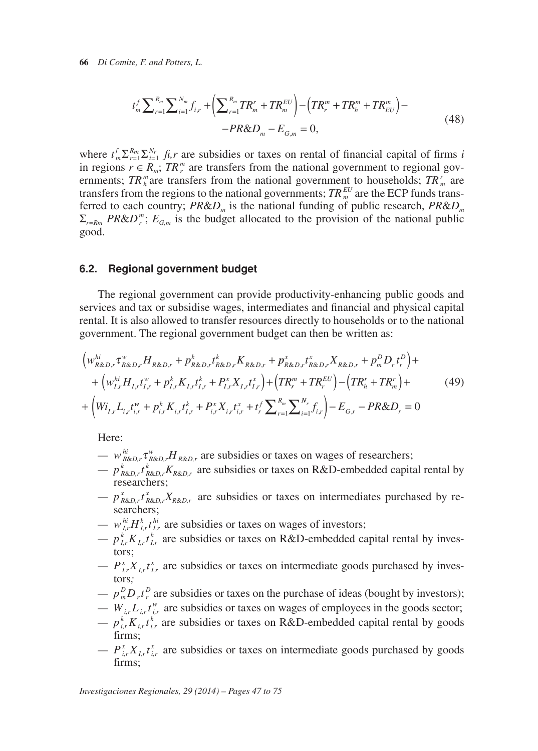$$t_m^f \sum\nolimits_{r=1}^{R_m} \sum\nolimits_{i=1}^{N_m} f_{i,r} + \left( \sum\nolimits_{r=1}^{R_m} TR_m^r + TR_m^{EU} \right) - \left( TR_r^m + TR_h^m + TR_{EU}^m \right) - \\ - PR\&D_m - E_{G,m} = 0, \tag{48}$$

where $t_m^f \Sigma_{r=1}^{Rm} \Sigma_{i=1}^{Nr}$ $fi,r$ are subsidies or taxes on rental of financial capital of firms $i$ in regions $r \in R_m$; $TR_r^m$ are transfers from the national government to regional governments; $TR_h^m$ are transfers from the national government to households; $TR_m^r$ are transfers from the regions to the national governments; $TR_m^{EU}$ are the ECP funds transferred to each country; $PR\&D_m$ is the national funding of public research, $PR\&D_m$ $\Sigma_{r=Rm}$ $PR\&D_r^m$; $E_{G,m}$ is the budget allocated to the provision of the national public good.

### 6.2. Regional government budget

The regional government can provide productivity-enhancing public goods and services and tax or subsidise wages, intermediates and financial and physical capital rental. It is also allowed to transfer resources directly to households or to the national government. The regional government budget can then be written as:

$$\left( w_{R\&D,r}^{hi} \tau_{R\&D,r}^{w} H_{R\&D,r} + p_{R\&D,r}^{k} t_{R\&D,r}^{k} K_{R\&D,r} + p_{R\&D,r}^{x} t_{R\&D,r}^{x} X_{R\&D,r} + p_m^D D_r t_r^D \right) + \\ + \left( w_{I,r}^{hi} H_{I,r} t_{I,r}^{w} + p_{I,r}^{k} K_{I,r} t_{I,r}^{k} + P_{I,r}^{x} X_{I,r} t_{I,r}^{x} \right) + \left( TR_r^m + TR_r^{EU} \right) - \left( TR_h^r + TR_m^r \right) + \\ + \left( Wi_{I,r} L_{i,r} t_{i,r}^{w} + p_{i,r}^{k} K_{i,r} t_{I,r}^{k} + P_{i,r}^{x} X_{i,r} t_{i,r}^{x} + t_r^f \sum\nolimits_{r=1}^{R_m} \sum\nolimits_{i=1}^{N_r} f_{i,r} \right) - E_{G,r} - PR\&D_r = 0 \tag{49}$$

Here:

- $w_{R\&D,r}^{hi} \tau_{R\&D,r}^{w} H_{R\&D,r}$ are subsidies or taxes on wages of researchers;
- $p_{R\&D,r}^{k} t_{R\&D,r}^{k} K_{R\&D,r}$ are subsidies or taxes on R&D-embedded capital rental by researchers;
- $p_{R\&D,r}^{x} t_{R\&D,r}^{x} X_{R\&D,r}$ are subsidies or taxes on intermediates purchased by researchers;
- $w_{I,r}^{hi} H_{I,r}^{k} t_{I,r}^{hi}$ are subsidies or taxes on wages of investors;
- $p_{I,r}^{k} K_{I,r} t_{I,r}^{k}$ are subsidies or taxes on R&D-embedded capital rental by investors;
- $P_{I,r}^{x} X_{I,r} t_{I,r}^{x}$ are subsidies or taxes on intermediate goods purchased by investors*;*
- $p_m^D D_r t_r^D$ are subsidies or taxes on the purchase of ideas (bought by investors);
- $W_{i,r} L_{i,r} t_{i,r}^{w}$ are subsidies or taxes on wages of employees in the goods sector;
- $p_{i,r}^{k} K_{i,r} t_{i,r}^{k}$ are subsidies or taxes on R&D-embedded capital rental by goods firms;
- $P_{i,r}^{x} X_{I,r} t_{i,r}^{x}$ are subsidies or taxes on intermediate goods purchased by goods firms;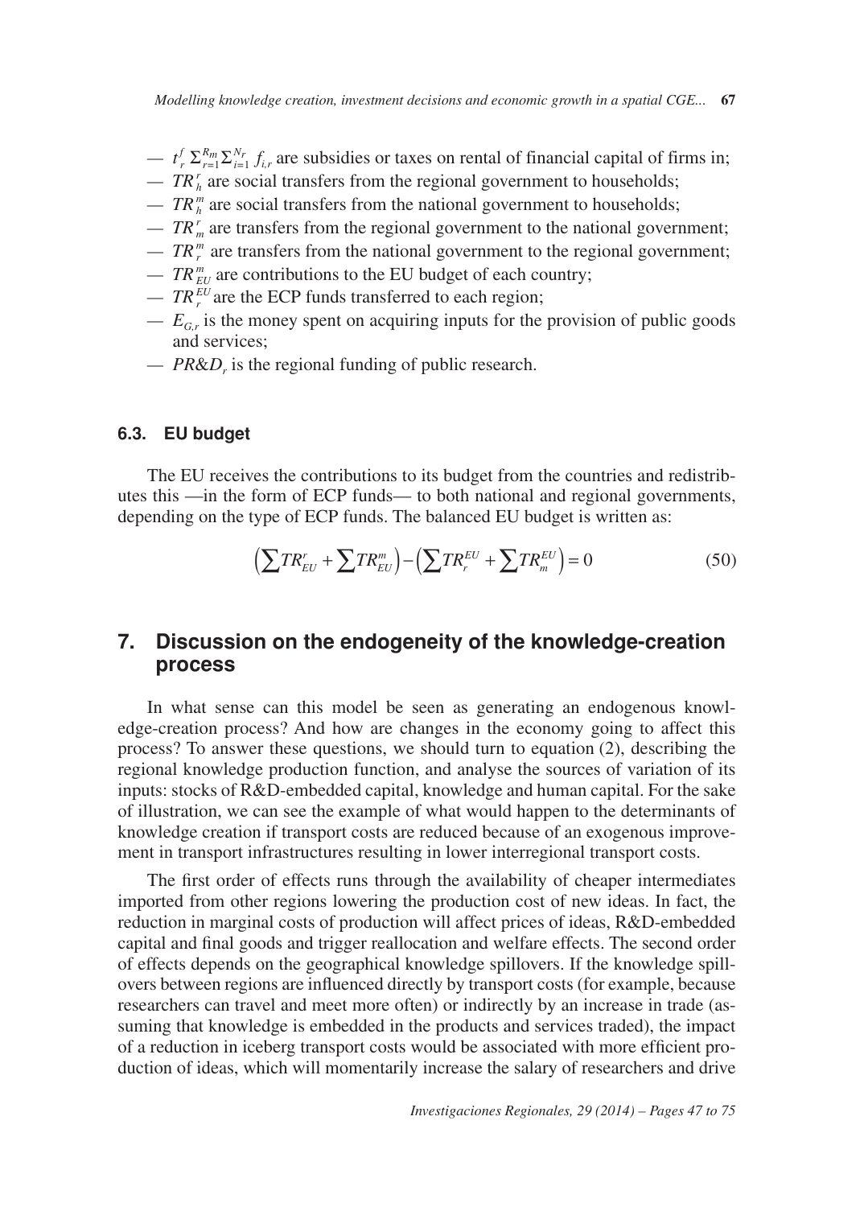— $t_r^f \sum_{r=1}^{R_m} \sum_{i=1}^{N_r} f_{i,r}$ are subsidies or taxes on rental of financial capital of firms in;
— $TR_h^r$ are social transfers from the regional government to households;
— $TR_h^m$ are social transfers from the national government to households;
— $TR_m^r$ are transfers from the regional government to the national government;
— $TR_r^m$ are transfers from the national government to the regional government;
— $TR_{EU}^m$ are contributions to the EU budget of each country;
— $TR_r^{EU}$ are the ECP funds transferred to each region;
— $E_{G,r}$ is the money spent on acquiring inputs for the provision of public goods and services;
— $PR\&D_r$ is the regional funding of public research.

### 6.3. EU budget

The EU receives the contributions to its budget from the countries and redistributes this —in the form of ECP funds— to both national and regional governments, depending on the type of ECP funds. The balanced EU budget is written as:

$$\left(\sum TR_{EU}^r + \sum TR_{EU}^m\right) - \left(\sum TR_r^{EU} + \sum TR_m^{EU}\right) = 0 \tag{50}$$

## 7. Discussion on the endogeneity of the knowledge-creation process

In what sense can this model be seen as generating an endogenous knowledge-creation process? And how are changes in the economy going to affect this process? To answer these questions, we should turn to equation (2), describing the regional knowledge production function, and analyse the sources of variation of its inputs: stocks of R&D-embedded capital, knowledge and human capital. For the sake of illustration, we can see the example of what would happen to the determinants of knowledge creation if transport costs are reduced because of an exogenous improvement in transport infrastructures resulting in lower interregional transport costs.

The first order of effects runs through the availability of cheaper intermediates imported from other regions lowering the production cost of new ideas. In fact, the reduction in marginal costs of production will affect prices of ideas, R&D-embedded capital and final goods and trigger reallocation and welfare effects. The second order of effects depends on the geographical knowledge spillovers. If the knowledge spillovers between regions are influenced directly by transport costs (for example, because researchers can travel and meet more often) or indirectly by an increase in trade (assuming that knowledge is embedded in the products and services traded), the impact of a reduction in iceberg transport costs would be associated with more efficient production of ideas, which will momentarily increase the salary of researchers and drive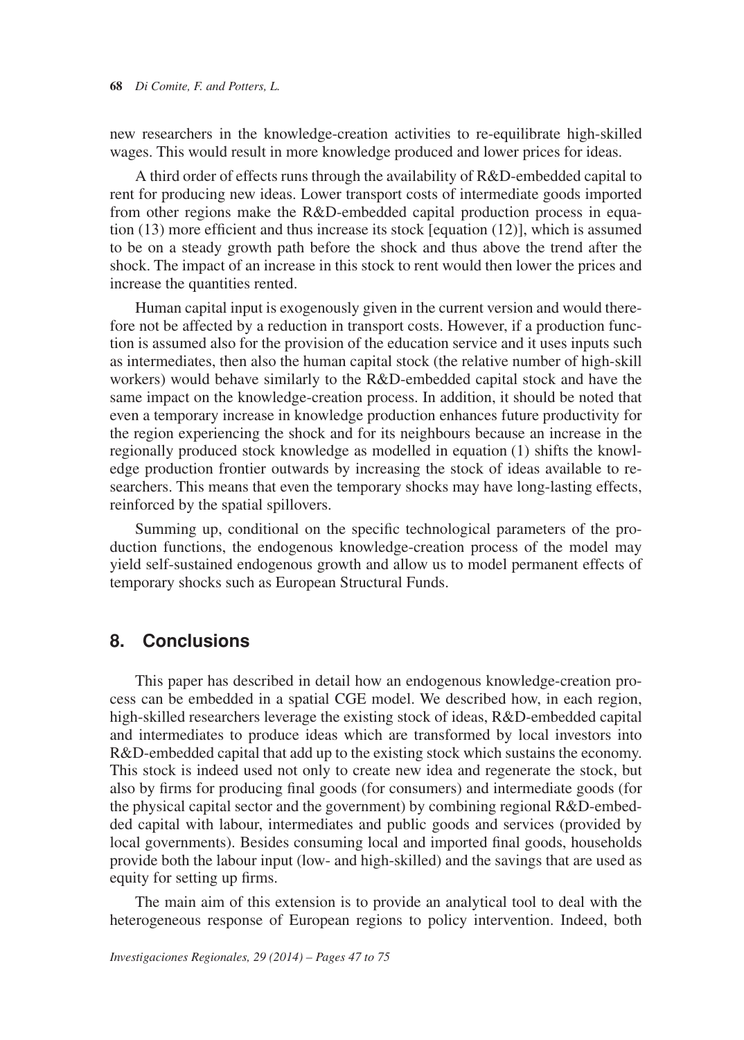new researchers in the knowledge-creation activities to re-equilibrate high-skilled wages. This would result in more knowledge produced and lower prices for ideas.

A third order of effects runs through the availability of R&D-embedded capital to rent for producing new ideas. Lower transport costs of intermediate goods imported from other regions make the R&D-embedded capital production process in equation (13) more efficient and thus increase its stock [equation (12)], which is assumed to be on a steady growth path before the shock and thus above the trend after the shock. The impact of an increase in this stock to rent would then lower the prices and increase the quantities rented.

Human capital input is exogenously given in the current version and would therefore not be affected by a reduction in transport costs. However, if a production function is assumed also for the provision of the education service and it uses inputs such as intermediates, then also the human capital stock (the relative number of high-skill workers) would behave similarly to the R&D-embedded capital stock and have the same impact on the knowledge-creation process. In addition, it should be noted that even a temporary increase in knowledge production enhances future productivity for the region experiencing the shock and for its neighbours because an increase in the regionally produced stock knowledge as modelled in equation (1) shifts the knowledge production frontier outwards by increasing the stock of ideas available to researchers. This means that even the temporary shocks may have long-lasting effects, reinforced by the spatial spillovers.

Summing up, conditional on the specific technological parameters of the production functions, the endogenous knowledge-creation process of the model may yield self-sustained endogenous growth and allow us to model permanent effects of temporary shocks such as European Structural Funds.

## 8. Conclusions

This paper has described in detail how an endogenous knowledge-creation process can be embedded in a spatial CGE model. We described how, in each region, high-skilled researchers leverage the existing stock of ideas, R&D-embedded capital and intermediates to produce ideas which are transformed by local investors into R&D-embedded capital that add up to the existing stock which sustains the economy. This stock is indeed used not only to create new idea and regenerate the stock, but also by firms for producing final goods (for consumers) and intermediate goods (for the physical capital sector and the government) by combining regional R&D-embedded capital with labour, intermediates and public goods and services (provided by local governments). Besides consuming local and imported final goods, households provide both the labour input (low- and high-skilled) and the savings that are used as equity for setting up firms.

The main aim of this extension is to provide an analytical tool to deal with the heterogeneous response of European regions to policy intervention. Indeed, both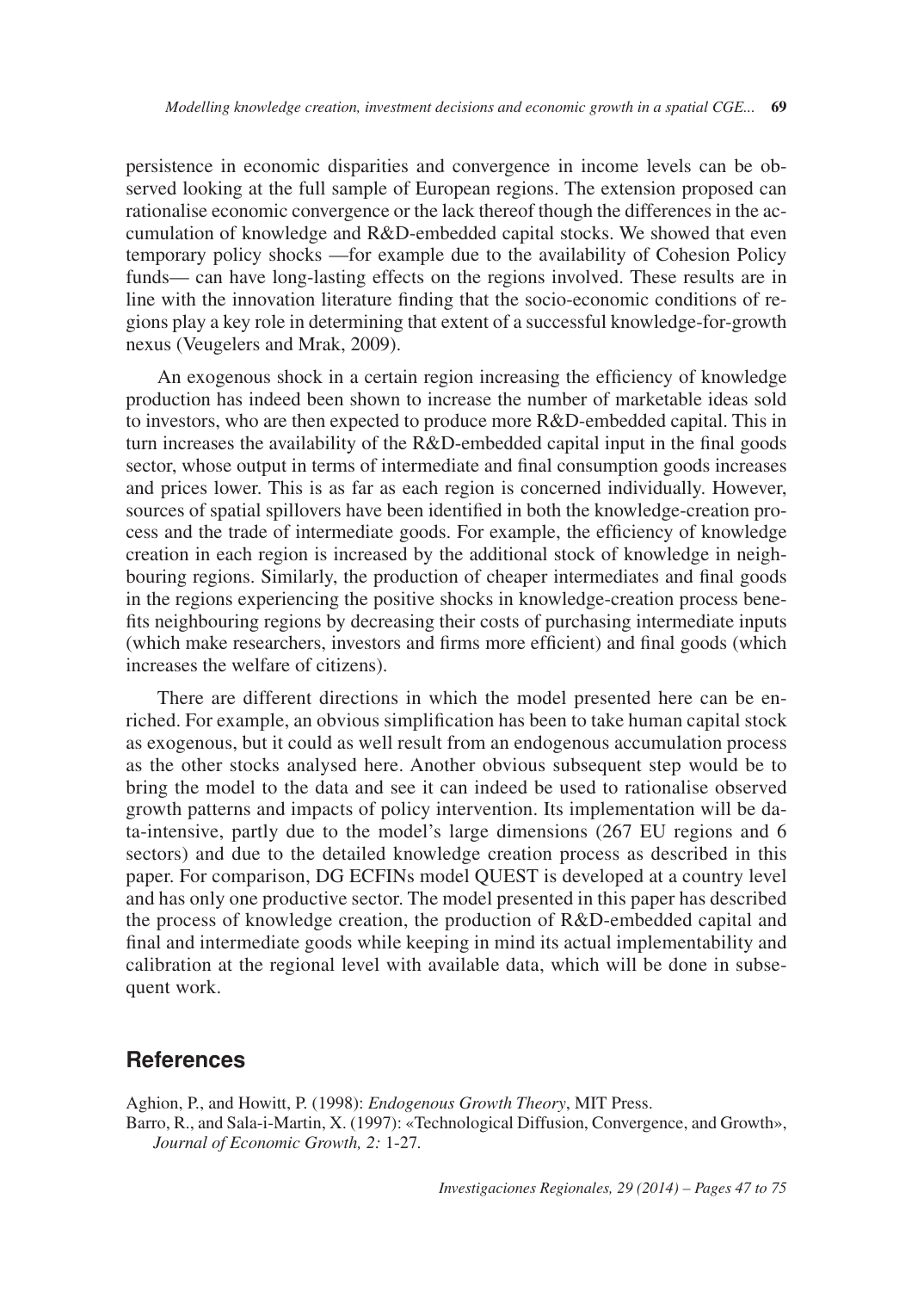persistence in economic disparities and convergence in income levels can be observed looking at the full sample of European regions. The extension proposed can rationalise economic convergence or the lack thereof though the differences in the accumulation of knowledge and R&D-embedded capital stocks. We showed that even temporary policy shocks —for example due to the availability of Cohesion Policy funds— can have long-lasting effects on the regions involved. These results are in line with the innovation literature finding that the socio-economic conditions of regions play a key role in determining that extent of a successful knowledge-for-growth nexus (Veugelers and Mrak, 2009).

An exogenous shock in a certain region increasing the efficiency of knowledge production has indeed been shown to increase the number of marketable ideas sold to investors, who are then expected to produce more R&D-embedded capital. This in turn increases the availability of the R&D-embedded capital input in the final goods sector, whose output in terms of intermediate and final consumption goods increases and prices lower. This is as far as each region is concerned individually. However, sources of spatial spillovers have been identified in both the knowledge-creation process and the trade of intermediate goods. For example, the efficiency of knowledge creation in each region is increased by the additional stock of knowledge in neighbouring regions. Similarly, the production of cheaper intermediates and final goods in the regions experiencing the positive shocks in knowledge-creation process benefits neighbouring regions by decreasing their costs of purchasing intermediate inputs (which make researchers, investors and firms more efficient) and final goods (which increases the welfare of citizens).

There are different directions in which the model presented here can be enriched. For example, an obvious simplification has been to take human capital stock as exogenous, but it could as well result from an endogenous accumulation process as the other stocks analysed here. Another obvious subsequent step would be to bring the model to the data and see it can indeed be used to rationalise observed growth patterns and impacts of policy intervention. Its implementation will be data-intensive, partly due to the model's large dimensions (267 EU regions and 6 sectors) and due to the detailed knowledge creation process as described in this paper. For comparison, DG ECFINs model QUEST is developed at a country level and has only one productive sector. The model presented in this paper has described the process of knowledge creation, the production of R&D-embedded capital and final and intermediate goods while keeping in mind its actual implementability and calibration at the regional level with available data, which will be done in subsequent work.

## References

Aghion, P., and Howitt, P. (1998): *Endogenous Growth Theory*, MIT Press.

Barro, R., and Sala-i-Martin, X. (1997): «Technological Diffusion, Convergence, and Growth», *Journal of Economic Growth, 2:* 1-27.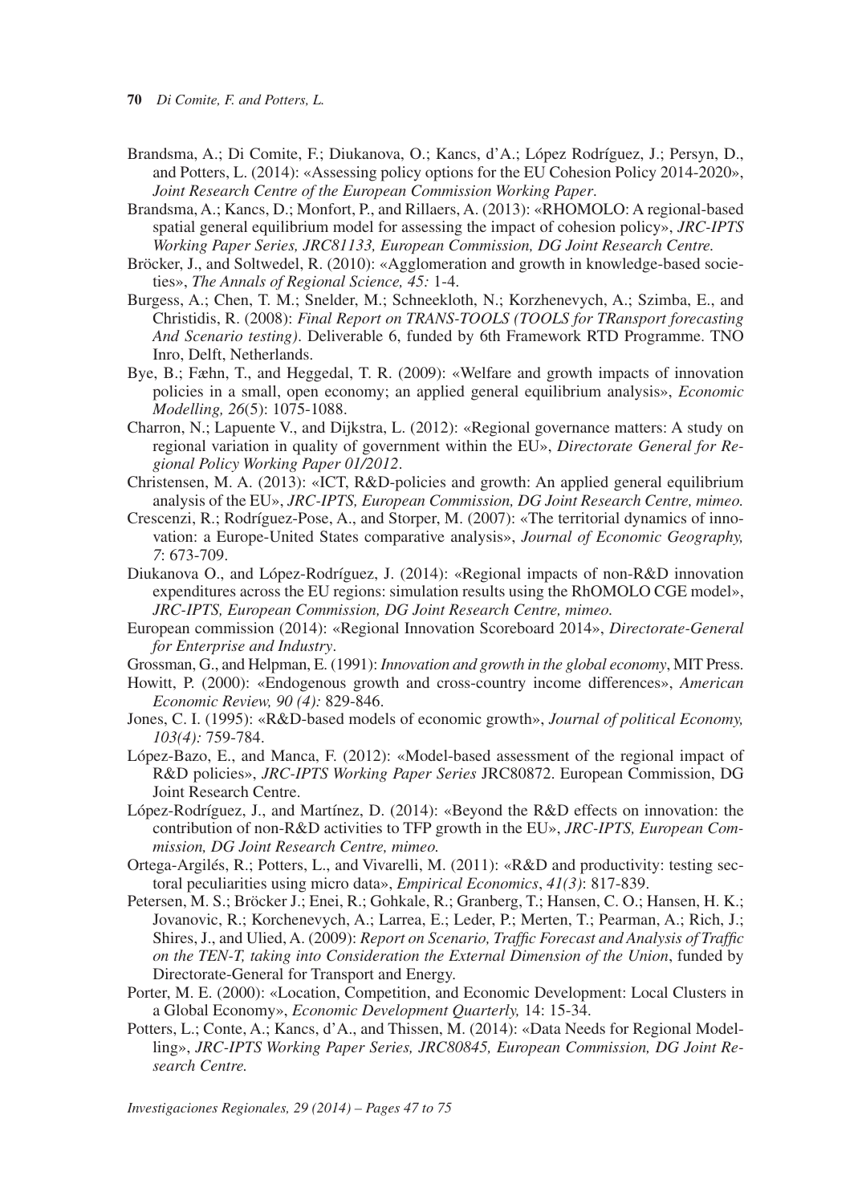Brandsma, A.; Di Comite, F.; Diukanova, O.; Kancs, d'A.; López Rodríguez, J.; Persyn, D., and Potters, L. (2014): «Assessing policy options for the EU Cohesion Policy 2014-2020», *Joint Research Centre of the European Commission Working Paper*.

Brandsma, A.; Kancs, D.; Monfort, P., and Rillaers, A. (2013): «RHOMOLO: A regional-based spatial general equilibrium model for assessing the impact of cohesion policy», *JRC-IPTS Working Paper Series, JRC81133, European Commission, DG Joint Research Centre.*

Bröcker, J., and Soltwedel, R. (2010): «Agglomeration and growth in knowledge-based societies», *The Annals of Regional Science, 45:* 1-4.

Burgess, A.; Chen, T. M.; Snelder, M.; Schneekloth, N.; Korzhenevych, A.; Szimba, E., and Christidis, R. (2008): *Final Report on TRANS-TOOLS (TOOLS for TRansport forecasting And Scenario testing)*. Deliverable 6, funded by 6th Framework RTD Programme. TNO Inro, Delft, Netherlands.

Bye, B.; Fæhn, T., and Heggedal, T. R. (2009): «Welfare and growth impacts of innovation policies in a small, open economy; an applied general equilibrium analysis», *Economic Modelling, 26*(5): 1075-1088.

Charron, N.; Lapuente V., and Dijkstra, L. (2012): «Regional governance matters: A study on regional variation in quality of government within the EU», *Directorate General for Regional Policy Working Paper 01/2012*.

Christensen, M. A. (2013): «ICT, R&D-policies and growth: An applied general equilibrium analysis of the EU», *JRC-IPTS, European Commission, DG Joint Research Centre, mimeo.*

Crescenzi, R.; Rodríguez-Pose, A., and Storper, M. (2007): «The territorial dynamics of innovation: a Europe-United States comparative analysis», *Journal of Economic Geography, 7*: 673-709.

Diukanova O., and López-Rodríguez, J. (2014): «Regional impacts of non-R&D innovation expenditures across the EU regions: simulation results using the RhOMOLO CGE model», *JRC-IPTS, European Commission, DG Joint Research Centre, mimeo.*

European commission (2014): «Regional Innovation Scoreboard 2014», *Directorate-General for Enterprise and Industry*.

Grossman, G., and Helpman, E. (1991): *Innovation and growth in the global economy*, MIT Press.

Howitt, P. (2000): «Endogenous growth and cross-country income differences», *American Economic Review, 90 (4):* 829-846.

Jones, C. I. (1995): «R&D-based models of economic growth», *Journal of political Economy, 103(4):* 759-784.

López-Bazo, E., and Manca, F. (2012): «Model-based assessment of the regional impact of R&D policies», *JRC-IPTS Working Paper Series* JRC80872. European Commission, DG Joint Research Centre.

López-Rodríguez, J., and Martínez, D. (2014): «Beyond the R&D effects on innovation: the contribution of non-R&D activities to TFP growth in the EU», *JRC-IPTS, European Commission, DG Joint Research Centre, mimeo.*

Ortega-Argilés, R.; Potters, L., and Vivarelli, M. (2011): «R&D and productivity: testing sectoral peculiarities using micro data», *Empirical Economics*, *41(3)*: 817-839.

Petersen, M. S.; Bröcker J.; Enei, R.; Gohkale, R.; Granberg, T.; Hansen, C. O.; Hansen, H. K.; Jovanovic, R.; Korchenevych, A.; Larrea, E.; Leder, P.; Merten, T.; Pearman, A.; Rich, J.; Shires, J., and Ulied, A. (2009): *Report on Scenario, Traffic Forecast and Analysis of Traffic on the TEN-T, taking into Consideration the External Dimension of the Union*, funded by Directorate-General for Transport and Energy.

Porter, M. E. (2000): «Location, Competition, and Economic Development: Local Clusters in a Global Economy», *Economic Development Quarterly,* 14: 15-34.

Potters, L.; Conte, A.; Kancs, d'A., and Thissen, M. (2014): «Data Needs for Regional Modelling», *JRC-IPTS Working Paper Series, JRC80845, European Commission, DG Joint Research Centre.*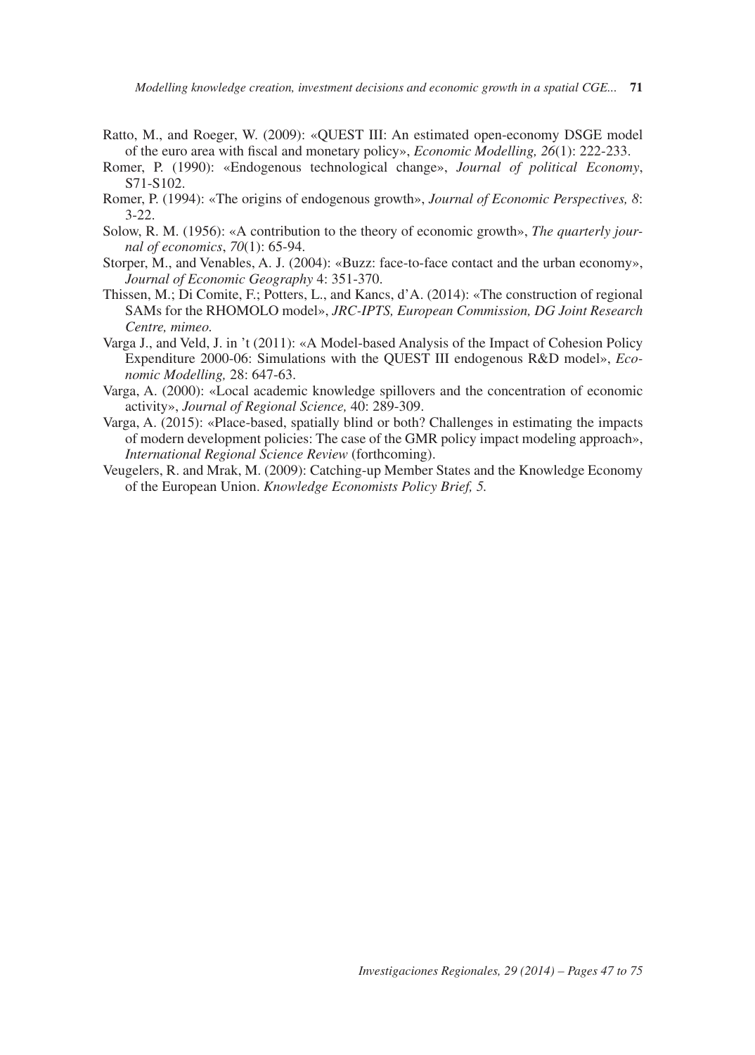Ratto, M., and Roeger, W. (2009): «QUEST III: An estimated open-economy DSGE model of the euro area with fiscal and monetary policy», *Economic Modelling, 26*(1): 222-233.

Romer, P. (1990): «Endogenous technological change», *Journal of political Economy*, S71-S102.

Romer, P. (1994): «The origins of endogenous growth», *Journal of Economic Perspectives, 8*: 3-22.

Solow, R. M. (1956): «A contribution to the theory of economic growth», *The quarterly journal of economics*, *70*(1): 65-94.

Storper, M., and Venables, A. J. (2004): «Buzz: face-to-face contact and the urban economy», *Journal of Economic Geography* 4: 351-370.

Thissen, M.; Di Comite, F.; Potters, L., and Kancs, d'A. (2014): «The construction of regional SAMs for the RHOMOLO model», *JRC-IPTS, European Commission, DG Joint Research Centre, mimeo.*

Varga J., and Veld, J. in 't (2011): «A Model-based Analysis of the Impact of Cohesion Policy Expenditure 2000-06: Simulations with the QUEST III endogenous R&D model», *Economic Modelling,* 28: 647-63.

Varga, A. (2000): «Local academic knowledge spillovers and the concentration of economic activity», *Journal of Regional Science,* 40: 289-309.

Varga, A. (2015): «Place-based, spatially blind or both? Challenges in estimating the impacts of modern development policies: The case of the GMR policy impact modeling approach», *International Regional Science Review* (forthcoming).

Veugelers, R. and Mrak, M. (2009): Catching-up Member States and the Knowledge Economy of the European Union. *Knowledge Economists Policy Brief, 5.*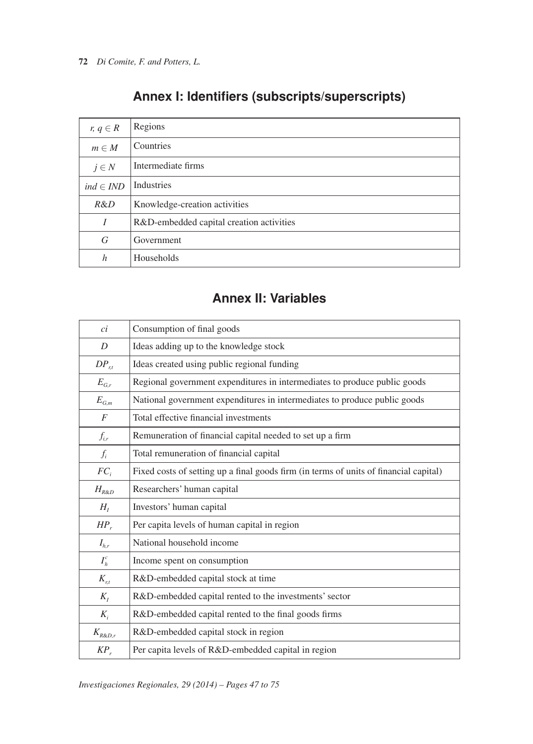## Annex I: Identifiers (subscripts/superscripts)

| | |
|---|---|
| $r, q \in R$ | Regions |
| $m \in M$ | Countries |
| $j \in N$ | Intermediate firms |
| $ind \in IND$ | Industries |
| $R\&D$ | Knowledge-creation activities |
| $I$ | R&D-embedded capital creation activities |
| $G$ | Government |
| $h$ | Households |

## Annex II: Variables

| | |
|---|---|
| $ci$ | Consumption of final goods |
| $D$ | Ideas adding up to the knowledge stock |
| $DP_{r,t}$ | Ideas created using public regional funding |
| $E_{G,r}$ | Regional government expenditures in intermediates to produce public goods |
| $E_{G,m}$ | National government expenditures in intermediates to produce public goods |
| $F$ | Total effective financial investments |
| $f_{i,r}$ | Remuneration of financial capital needed to set up a firm |
| $f_i$ | Total remuneration of financial capital |
| $FC_i$ | Fixed costs of setting up a final goods firm (in terms of units of financial capital) |
| $H_{R\&D}$ | Researchers' human capital |
| $H_I$ | Investors' human capital |
| $HP_r$ | Per capita levels of human capital in region |
| $I_{h,r}$ | National household income |
| $I_h^c$ | Income spent on consumption |
| $K_{r,t}$ | R&D-embedded capital stock at time |
| $K_I$ | R&D-embedded capital rented to the investments' sector |
| $K_i$ | R&D-embedded capital rented to the final goods firms |
| $K_{R\&D,r}$ | R&D-embedded capital stock in region |
| $KP_r$ | Per capita levels of R&D-embedded capital in region |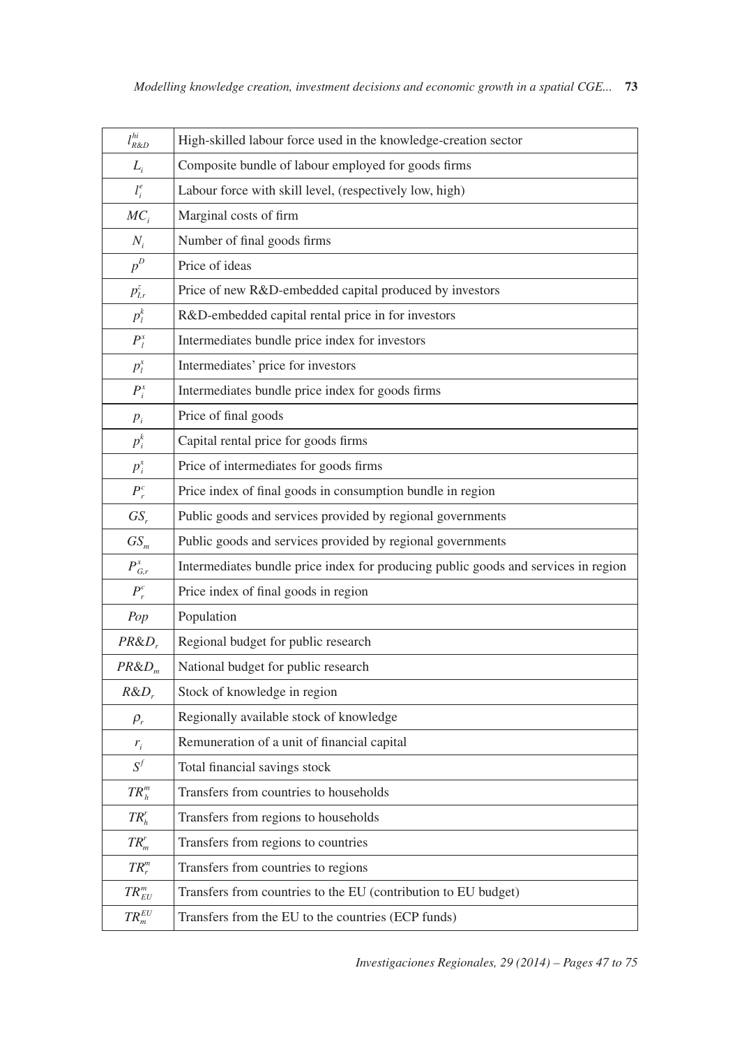| | |
|---|---|
| $l^{hi}_{R\&D}$ | High-skilled labour force used in the knowledge-creation sector |
| $L_i$ | Composite bundle of labour employed for goods firms |
| $l^e_i$ | Labour force with skill level, (respectively low, high) |
| $MC_i$ | Marginal costs of firm |
| $N_i$ | Number of final goods firms |
| $p^D$ | Price of ideas |
| $p^z_{I,r}$ | Price of new R&D-embedded capital produced by investors |
| $p^k_I$ | R&D-embedded capital rental price in for investors |
| $P^x_I$ | Intermediates bundle price index for investors |
| $p^x_I$ | Intermediates' price for investors |
| $P^x_i$ | Intermediates bundle price index for goods firms |
| $p_i$ | Price of final goods |
| $p^k_i$ | Capital rental price for goods firms |
| $p^x_i$ | Price of intermediates for goods firms |
| $P^c_r$ | Price index of final goods in consumption bundle in region |
| $GS_r$ | Public goods and services provided by regional governments |
| $GS_m$ | Public goods and services provided by regional governments |
| $P^x_{G,r}$ | Intermediates bundle price index for producing public goods and services in region |
| $P^c_r$ | Price index of final goods in region |
| $Pop$ | Population |
| $PR\&D_r$ | Regional budget for public research |
| $PR\&D_m$ | National budget for public research |
| $R\&D_r$ | Stock of knowledge in region |
| $\rho_r$ | Regionally available stock of knowledge |
| $r_i$ | Remuneration of a unit of financial capital |
| $S^f$ | Total financial savings stock |
| $TR^m_h$ | Transfers from countries to households |
| $TR^r_h$ | Transfers from regions to households |
| $TR^r_m$ | Transfers from regions to countries |
| $TR^m_r$ | Transfers from countries to regions |
| $TR^m_{EU}$ | Transfers from countries to the EU (contribution to EU budget) |
| $TR^{EU}_m$ | Transfers from the EU to the countries (ECP funds) |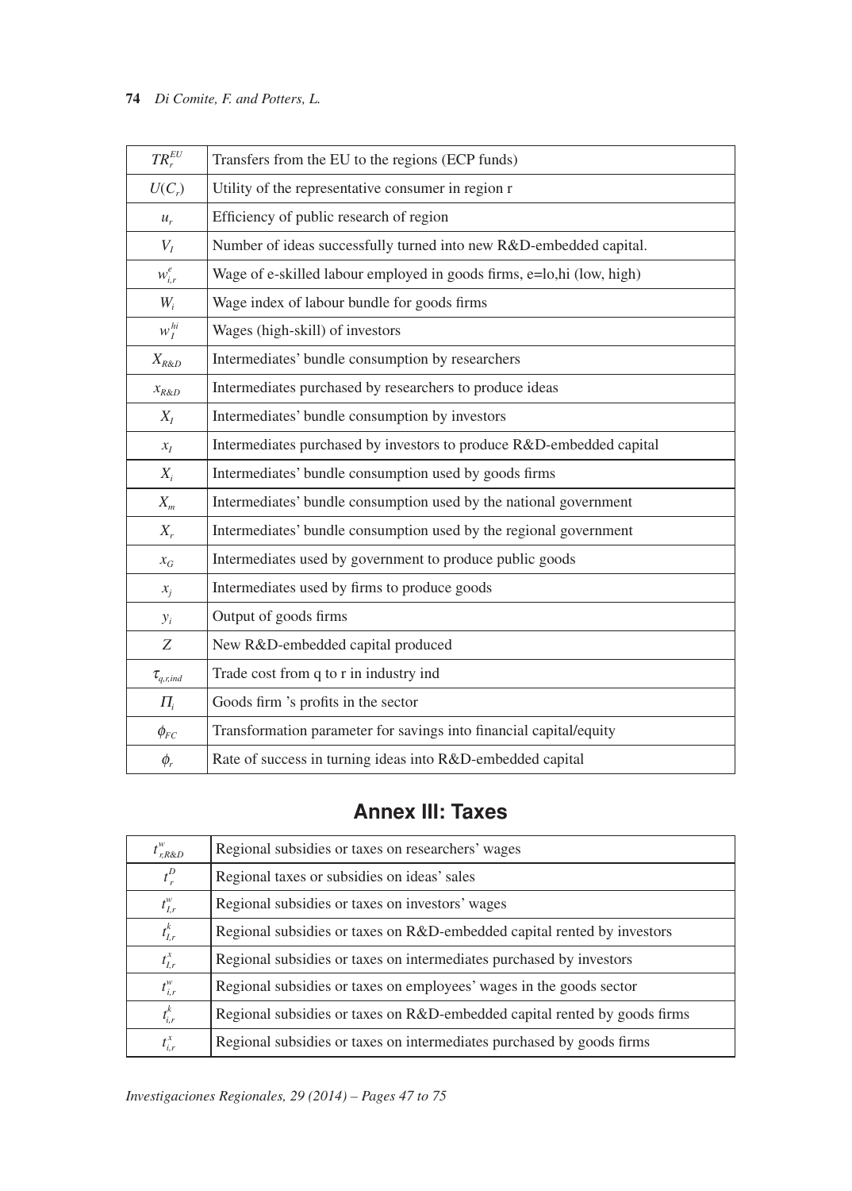| | |
|---|---|
| $TR_r^{EU}$ | Transfers from the EU to the regions (ECP funds) |
| $U(C_r)$ | Utility of the representative consumer in region r |
| $u_r$ | Efficiency of public research of region |
| $V_I$ | Number of ideas successfully turned into new R&D-embedded capital. |
| $w_{i,r}^e$ | Wage of e-skilled labour employed in goods firms, e=lo,hi (low, high) |
| $W_i$ | Wage index of labour bundle for goods firms |
| $w_I^{hi}$ | Wages (high-skill) of investors |
| $X_{R\&D}$ | Intermediates' bundle consumption by researchers |
| $x_{R\&D}$ | Intermediates purchased by researchers to produce ideas |
| $X_I$ | Intermediates' bundle consumption by investors |
| $x_I$ | Intermediates purchased by investors to produce R&D-embedded capital |
| $X_i$ | Intermediates' bundle consumption used by goods firms |
| $X_m$ | Intermediates' bundle consumption used by the national government |
| $X_r$ | Intermediates' bundle consumption used by the regional government |
| $x_G$ | Intermediates used by government to produce public goods |
| $x_j$ | Intermediates used by firms to produce goods |
| $y_i$ | Output of goods firms |
| $Z$ | New R&D-embedded capital produced |
| $\tau_{q,r,ind}$ | Trade cost from q to r in industry ind |
| $\Pi_i$ | Goods firm 's profits in the sector |
| $\phi_{FC}$ | Transformation parameter for savings into financial capital/equity |
| $\phi_r$ | Rate of success in turning ideas into R&D-embedded capital |

## Annex III: Taxes

| | |
|---|---|
| $t_{r,R\&D}^w$ | Regional subsidies or taxes on researchers' wages |
| $t_r^D$ | Regional taxes or subsidies on ideas' sales |
| $t_{I,r}^w$ | Regional subsidies or taxes on investors' wages |
| $t_{I,r}^k$ | Regional subsidies or taxes on R&D-embedded capital rented by investors |
| $t_{I,r}^x$ | Regional subsidies or taxes on intermediates purchased by investors |
| $t_{i,r}^w$ | Regional subsidies or taxes on employees' wages in the goods sector |
| $t_{i,r}^k$ | Regional subsidies or taxes on R&D-embedded capital rented by goods firms |
| $t_{i,r}^x$ | Regional subsidies or taxes on intermediates purchased by goods firms |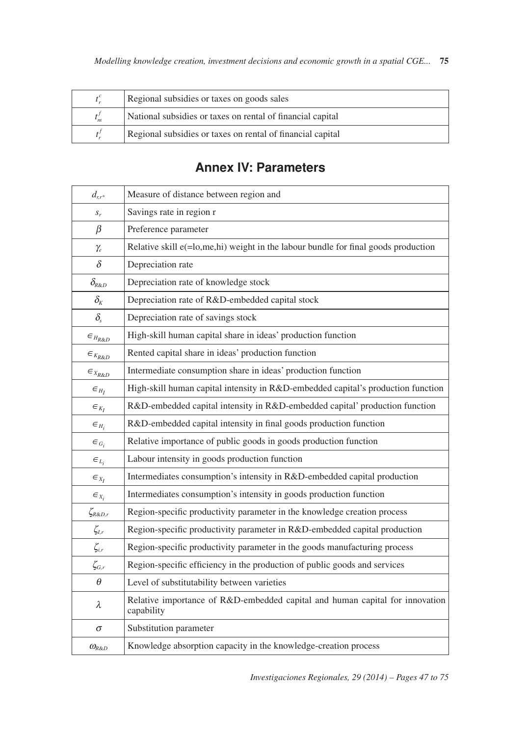| | |
|---|---|
| $t_r^c$ | Regional subsidies or taxes on goods sales |
| $t_m^f$ | National subsidies or taxes on rental of financial capital |
| $t_r^f$ | Regional subsidies or taxes on rental of financial capital |

## Annex IV: Parameters

| | |
|---|---|
| $d_{r,r*}$ | Measure of distance between region and |
| $s_r$ | Savings rate in region r |
| $\beta$ | Preference parameter |
| $\gamma_e$ | Relative skill e(=lo,me,hi) weight in the labour bundle for final goods production |
| $\delta$ | Depreciation rate |
| $\delta_{R\&D}$ | Depreciation rate of knowledge stock |
| $\delta_K$ | Depreciation rate of R&D-embedded capital stock |
| $\delta_s$ | Depreciation rate of savings stock |
| $\in_{H_{R\&D}}$ | High-skill human capital share in ideas' production function |
| $\in_{K_{R\&D}}$ | Rented capital share in ideas' production function |
| $\in_{X_{R\&D}}$ | Intermediate consumption share in ideas' production function |
| $\in_{H_I}$ | High-skill human capital intensity in R&D-embedded capital's production function |
| $\in_{K_I}$ | R&D-embedded capital intensity in R&D-embedded capital' production function |
| $\in_{H_i}$ | R&D-embedded capital intensity in final goods production function |
| $\in_{G_i}$ | Relative importance of public goods in goods production function |
| $\in_{L_i}$ | Labour intensity in goods production function |
| $\in_{X_I}$ | Intermediates consumption's intensity in R&D-embedded capital production |
| $\in_{X_i}$ | Intermediates consumption's intensity in goods production function |
| $\zeta_{R\&D,r}$ | Region-specific productivity parameter in the knowledge creation process |
| $\zeta_{I,r}$ | Region-specific productivity parameter in R&D-embedded capital production |
| $\zeta_{i,r}$ | Region-specific productivity parameter in the goods manufacturing process |
| $\zeta_{G,r}$ | Region-specific efficiency in the production of public goods and services |
| $\theta$ | Level of substitutability between varieties |
| $\lambda$ | Relative importance of R&D-embedded capital and human capital for innovation capability |
| $\sigma$ | Substitution parameter |
| $\omega_{R\&D}$ | Knowledge absorption capacity in the knowledge-creation process |